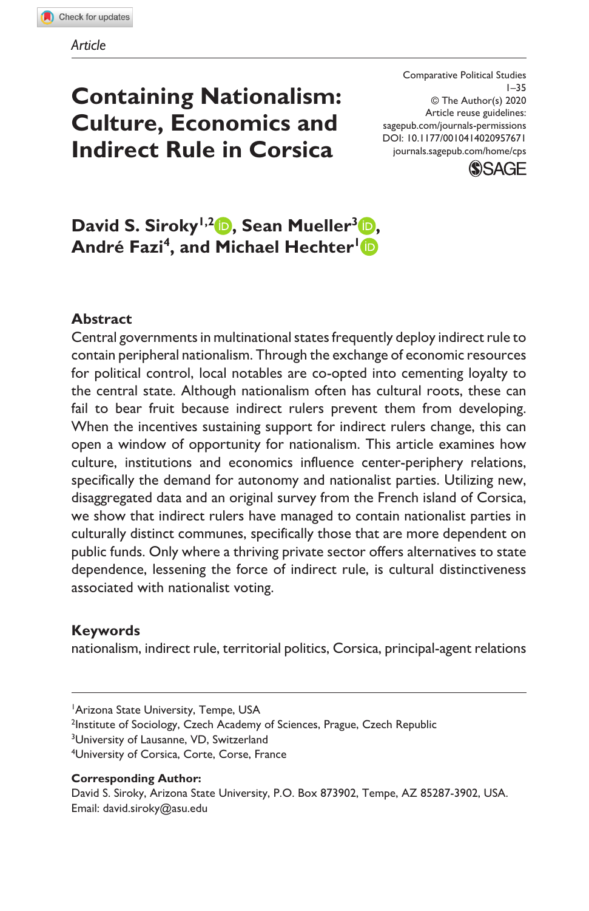Article

Comparative Political Studies
© The Author(s) 2020
Article reuse guidelines:
sagepub.com/journals-permissions
DOI: 10.1177/0010414020957671
journals.sagepub.com/home/cps

# Containing Nationalism: Culture, Economics and Indirect Rule in Corsica

**David S. Siroky[1,2], Sean Mueller[3], André Fazi[4], and Michael Hechter[1]**

## Abstract

Central governments in multinational states frequently deploy indirect rule to contain peripheral nationalism. Through the exchange of economic resources for political control, local notables are co-opted into cementing loyalty to the central state. Although nationalism often has cultural roots, these can fail to bear fruit because indirect rulers prevent them from developing. When the incentives sustaining support for indirect rulers change, this can open a window of opportunity for nationalism. This article examines how culture, institutions and economics influence center-periphery relations, specifically the demand for autonomy and nationalist parties. Utilizing new, disaggregated data and an original survey from the French island of Corsica, we show that indirect rulers have managed to contain nationalist parties in culturally distinct communes, specifically those that are more dependent on public funds. Only where a thriving private sector offers alternatives to state dependence, lessening the force of indirect rule, is cultural distinctiveness associated with nationalist voting.

## Keywords

nationalism, indirect rule, territorial politics, Corsica, principal-agent relations

---

[1]Arizona State University, Tempe, USA
[2]Institute of Sociology, Czech Academy of Sciences, Prague, Czech Republic
[3]University of Lausanne, VD, Switzerland
[4]University of Corsica, Corte, Corse, France

**Corresponding Author:**
David S. Siroky, Arizona State University, P.O. Box 873902, Tempe, AZ 85287-3902, USA.
Email: david.siroky@asu.edu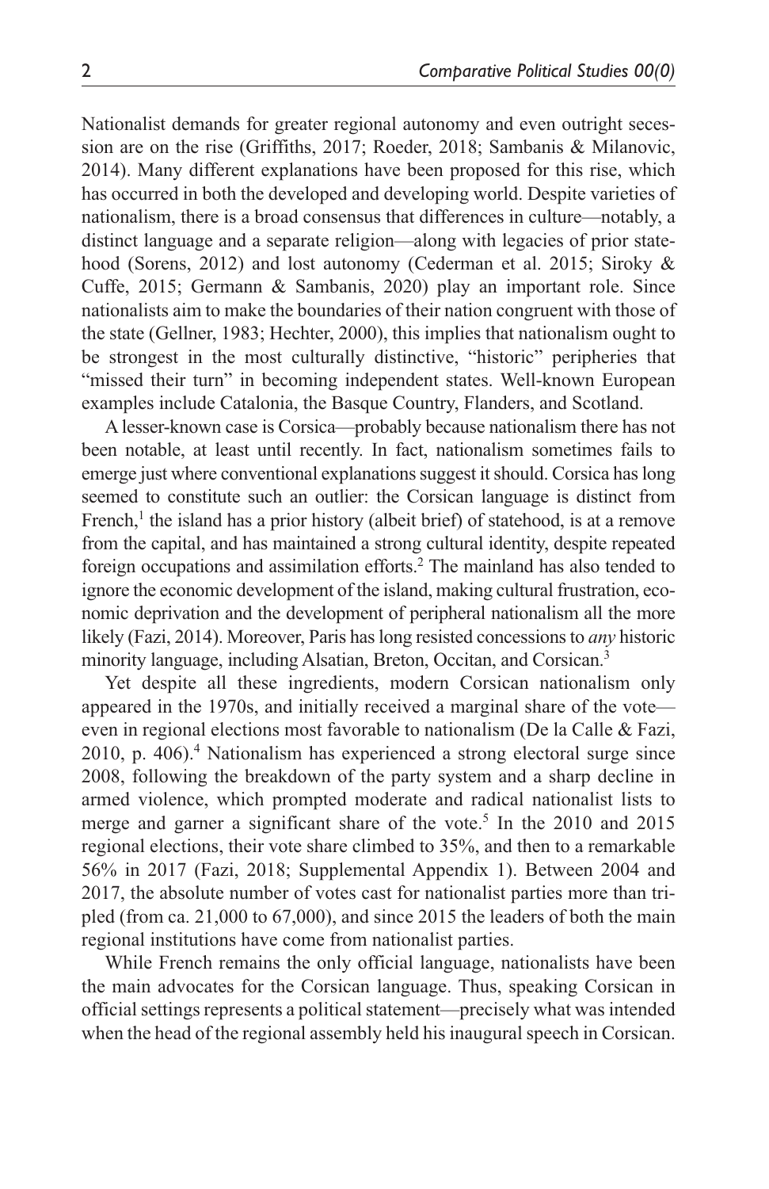Nationalist demands for greater regional autonomy and even outright secession are on the rise (Griffiths, 2017; Roeder, 2018; Sambanis & Milanovic, 2014). Many different explanations have been proposed for this rise, which has occurred in both the developed and developing world. Despite varieties of nationalism, there is a broad consensus that differences in culture—notably, a distinct language and a separate religion—along with legacies of prior statehood (Sorens, 2012) and lost autonomy (Cederman et al. 2015; Siroky & Cuffe, 2015; Germann & Sambanis, 2020) play an important role. Since nationalists aim to make the boundaries of their nation congruent with those of the state (Gellner, 1983; Hechter, 2000), this implies that nationalism ought to be strongest in the most culturally distinctive, "historic" peripheries that "missed their turn" in becoming independent states. Well-known European examples include Catalonia, the Basque Country, Flanders, and Scotland.

A lesser-known case is Corsica—probably because nationalism there has not been notable, at least until recently. In fact, nationalism sometimes fails to emerge just where conventional explanations suggest it should. Corsica has long seemed to constitute such an outlier: the Corsican language is distinct from French,[1] the island has a prior history (albeit brief) of statehood, is at a remove from the capital, and has maintained a strong cultural identity, despite repeated foreign occupations and assimilation efforts.[2] The mainland has also tended to ignore the economic development of the island, making cultural frustration, economic deprivation and the development of peripheral nationalism all the more likely (Fazi, 2014). Moreover, Paris has long resisted concessions to *any* historic minority language, including Alsatian, Breton, Occitan, and Corsican.[3]

Yet despite all these ingredients, modern Corsican nationalism only appeared in the 1970s, and initially received a marginal share of the vote—even in regional elections most favorable to nationalism (De la Calle & Fazi, 2010, p. 406).[4] Nationalism has experienced a strong electoral surge since 2008, following the breakdown of the party system and a sharp decline in armed violence, which prompted moderate and radical nationalist lists to merge and garner a significant share of the vote.[5] In the 2010 and 2015 regional elections, their vote share climbed to 35%, and then to a remarkable 56% in 2017 (Fazi, 2018; Supplemental Appendix 1). Between 2004 and 2017, the absolute number of votes cast for nationalist parties more than tripled (from ca. 21,000 to 67,000), and since 2015 the leaders of both the main regional institutions have come from nationalist parties.

While French remains the only official language, nationalists have been the main advocates for the Corsican language. Thus, speaking Corsican in official settings represents a political statement—precisely what was intended when the head of the regional assembly held his inaugural speech in Corsican.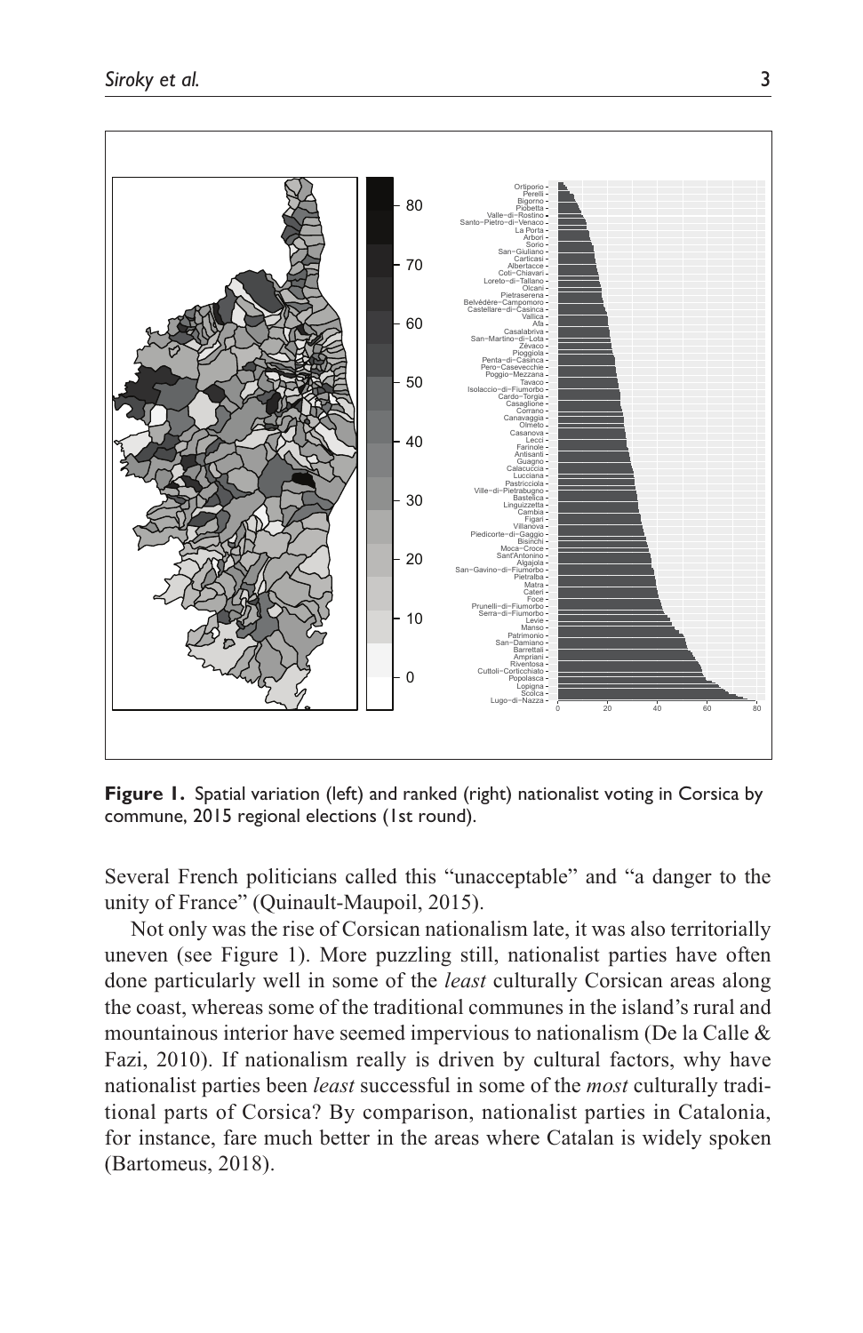**Figure 1.** Spatial variation (left) and ranked (right) nationalist voting in Corsica by commune, 2015 regional elections (1st round).

Several French politicians called this "unacceptable" and "a danger to the unity of France" (Quinault-Maupoil, 2015).

Not only was the rise of Corsican nationalism late, it was also territorially uneven (see Figure 1). More puzzling still, nationalist parties have often done particularly well in some of the *least* culturally Corsican areas along the coast, whereas some of the traditional communes in the island's rural and mountainous interior have seemed impervious to nationalism (De la Calle & Fazi, 2010). If nationalism really is driven by cultural factors, why have nationalist parties been *least* successful in some of the *most* culturally traditional parts of Corsica? By comparison, nationalist parties in Catalonia, for instance, fare much better in the areas where Catalan is widely spoken (Bartomeus, 2018).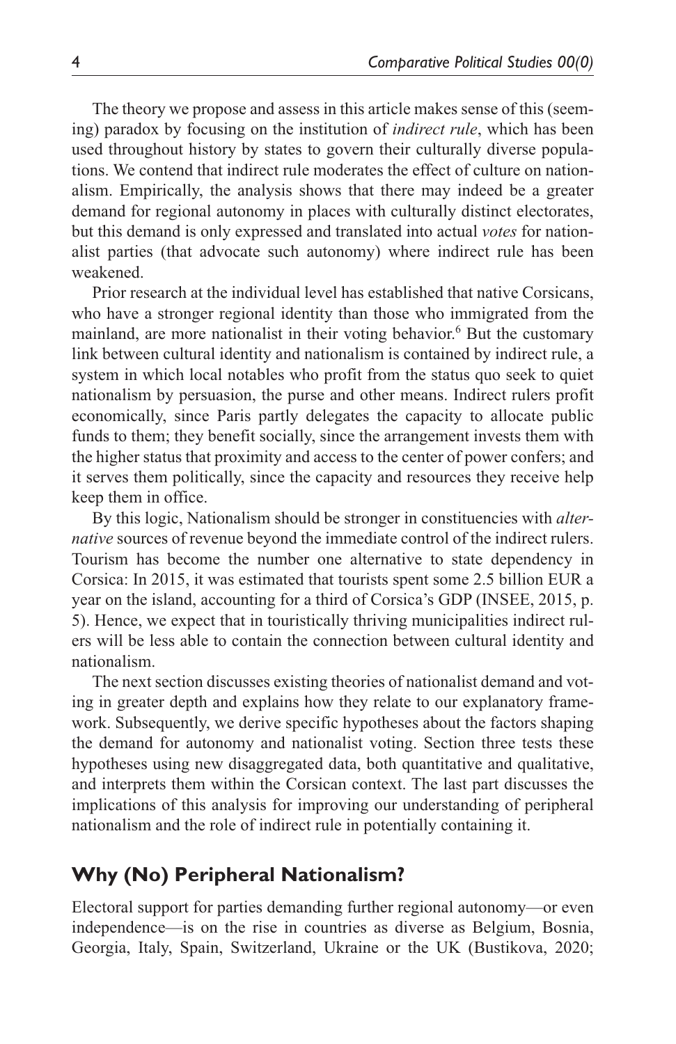The theory we propose and assess in this article makes sense of this (seeming) paradox by focusing on the institution of *indirect rule*, which has been used throughout history by states to govern their culturally diverse populations. We contend that indirect rule moderates the effect of culture on nationalism. Empirically, the analysis shows that there may indeed be a greater demand for regional autonomy in places with culturally distinct electorates, but this demand is only expressed and translated into actual *votes* for nationalist parties (that advocate such autonomy) where indirect rule has been weakened.

Prior research at the individual level has established that native Corsicans, who have a stronger regional identity than those who immigrated from the mainland, are more nationalist in their voting behavior.[6] But the customary link between cultural identity and nationalism is contained by indirect rule, a system in which local notables who profit from the status quo seek to quiet nationalism by persuasion, the purse and other means. Indirect rulers profit economically, since Paris partly delegates the capacity to allocate public funds to them; they benefit socially, since the arrangement invests them with the higher status that proximity and access to the center of power confers; and it serves them politically, since the capacity and resources they receive help keep them in office.

By this logic, Nationalism should be stronger in constituencies with *alternative* sources of revenue beyond the immediate control of the indirect rulers. Tourism has become the number one alternative to state dependency in Corsica: In 2015, it was estimated that tourists spent some 2.5 billion EUR a year on the island, accounting for a third of Corsica's GDP (INSEE, 2015, p. 5). Hence, we expect that in touristically thriving municipalities indirect rulers will be less able to contain the connection between cultural identity and nationalism.

The next section discusses existing theories of nationalist demand and voting in greater depth and explains how they relate to our explanatory framework. Subsequently, we derive specific hypotheses about the factors shaping the demand for autonomy and nationalist voting. Section three tests these hypotheses using new disaggregated data, both quantitative and qualitative, and interprets them within the Corsican context. The last part discusses the implications of this analysis for improving our understanding of peripheral nationalism and the role of indirect rule in potentially containing it.

## Why (No) Peripheral Nationalism?

Electoral support for parties demanding further regional autonomy—or even independence—is on the rise in countries as diverse as Belgium, Bosnia, Georgia, Italy, Spain, Switzerland, Ukraine or the UK (Bustikova, 2020;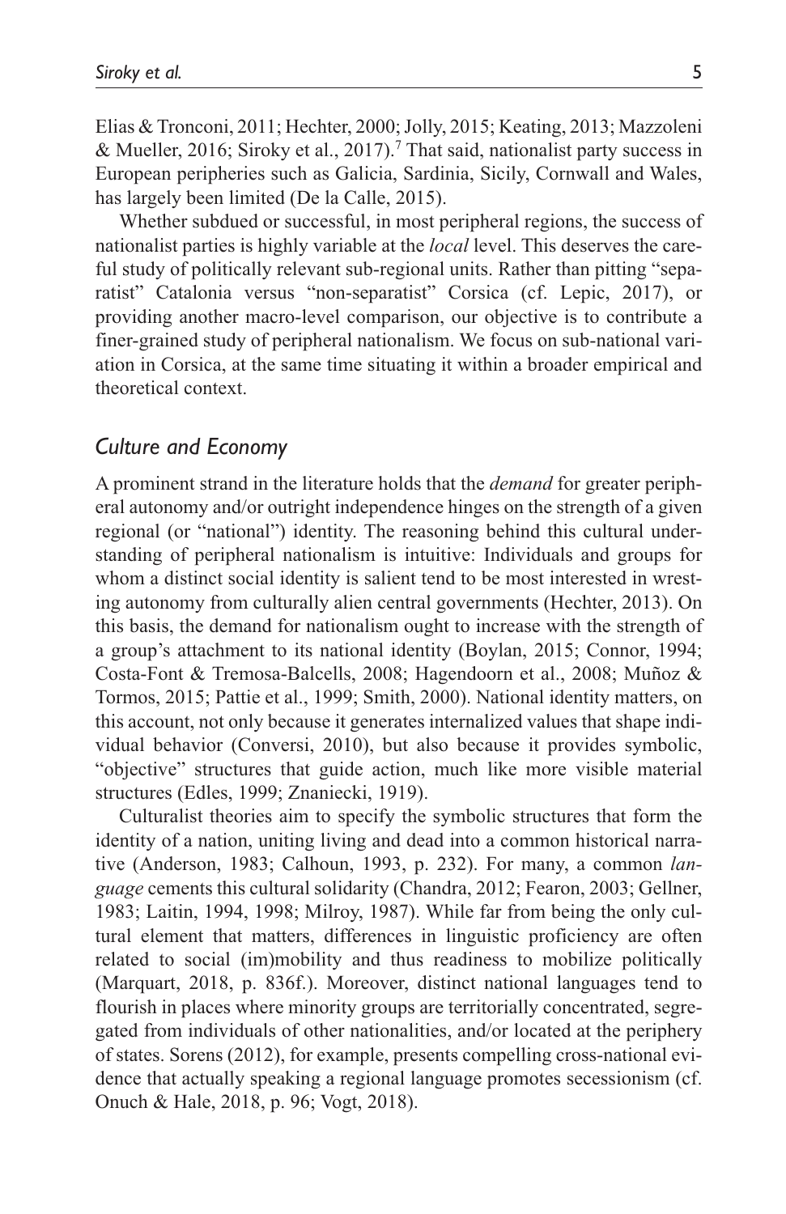Elias & Tronconi, 2011; Hechter, 2000; Jolly, 2015; Keating, 2013; Mazzoleni & Mueller, 2016; Siroky et al., 2017).[7] That said, nationalist party success in European peripheries such as Galicia, Sardinia, Sicily, Cornwall and Wales, has largely been limited (De la Calle, 2015).

Whether subdued or successful, in most peripheral regions, the success of nationalist parties is highly variable at the *local* level. This deserves the careful study of politically relevant sub-regional units. Rather than pitting "separatist" Catalonia versus "non-separatist" Corsica (cf. Lepic, 2017), or providing another macro-level comparison, our objective is to contribute a finer-grained study of peripheral nationalism. We focus on sub-national variation in Corsica, at the same time situating it within a broader empirical and theoretical context.

## *Culture and Economy*

A prominent strand in the literature holds that the *demand* for greater peripheral autonomy and/or outright independence hinges on the strength of a given regional (or "national") identity. The reasoning behind this cultural understanding of peripheral nationalism is intuitive: Individuals and groups for whom a distinct social identity is salient tend to be most interested in wresting autonomy from culturally alien central governments (Hechter, 2013). On this basis, the demand for nationalism ought to increase with the strength of a group's attachment to its national identity (Boylan, 2015; Connor, 1994; Costa-Font & Tremosa-Balcells, 2008; Hagendoorn et al., 2008; Muñoz & Tormos, 2015; Pattie et al., 1999; Smith, 2000). National identity matters, on this account, not only because it generates internalized values that shape individual behavior (Conversi, 2010), but also because it provides symbolic, "objective" structures that guide action, much like more visible material structures (Edles, 1999; Znaniecki, 1919).

Culturalist theories aim to specify the symbolic structures that form the identity of a nation, uniting living and dead into a common historical narrative (Anderson, 1983; Calhoun, 1993, p. 232). For many, a common *language* cements this cultural solidarity (Chandra, 2012; Fearon, 2003; Gellner, 1983; Laitin, 1994, 1998; Milroy, 1987). While far from being the only cultural element that matters, differences in linguistic proficiency are often related to social (im)mobility and thus readiness to mobilize politically (Marquart, 2018, p. 836f.). Moreover, distinct national languages tend to flourish in places where minority groups are territorially concentrated, segregated from individuals of other nationalities, and/or located at the periphery of states. Sorens (2012), for example, presents compelling cross-national evidence that actually speaking a regional language promotes secessionism (cf. Onuch & Hale, 2018, p. 96; Vogt, 2018).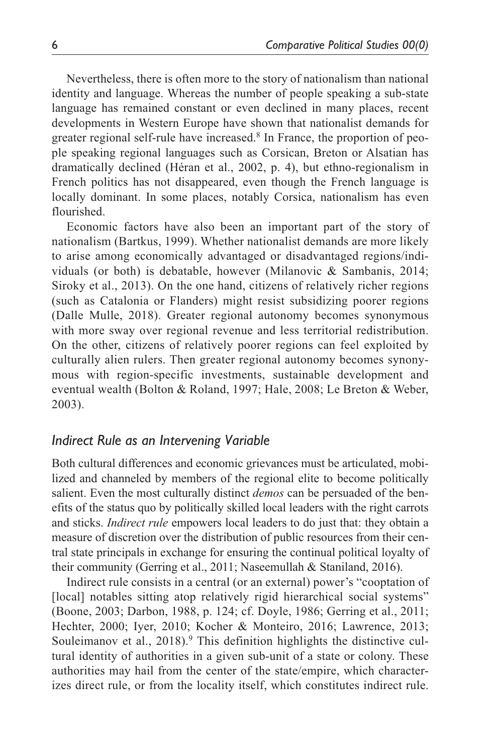Nevertheless, there is often more to the story of nationalism than national identity and language. Whereas the number of people speaking a sub-state language has remained constant or even declined in many places, recent developments in Western Europe have shown that nationalist demands for greater regional self-rule have increased.[8] In France, the proportion of people speaking regional languages such as Corsican, Breton or Alsatian has dramatically declined (Héran et al., 2002, p. 4), but ethno-regionalism in French politics has not disappeared, even though the French language is locally dominant. In some places, notably Corsica, nationalism has even flourished.

Economic factors have also been an important part of the story of nationalism (Bartkus, 1999). Whether nationalist demands are more likely to arise among economically advantaged or disadvantaged regions/individuals (or both) is debatable, however (Milanovic & Sambanis, 2014; Siroky et al., 2013). On the one hand, citizens of relatively richer regions (such as Catalonia or Flanders) might resist subsidizing poorer regions (Dalle Mulle, 2018). Greater regional autonomy becomes synonymous with more sway over regional revenue and less territorial redistribution. On the other, citizens of relatively poorer regions can feel exploited by culturally alien rulers. Then greater regional autonomy becomes synonymous with region-specific investments, sustainable development and eventual wealth (Bolton & Roland, 1997; Hale, 2008; Le Breton & Weber, 2003).

## *Indirect Rule as an Intervening Variable*

Both cultural differences and economic grievances must be articulated, mobilized and channeled by members of the regional elite to become politically salient. Even the most culturally distinct *demos* can be persuaded of the benefits of the status quo by politically skilled local leaders with the right carrots and sticks. *Indirect rule* empowers local leaders to do just that: they obtain a measure of discretion over the distribution of public resources from their central state principals in exchange for ensuring the continual political loyalty of their community (Gerring et al., 2011; Naseemullah & Staniland, 2016).

Indirect rule consists in a central (or an external) power's "cooptation of [local] notables sitting atop relatively rigid hierarchical social systems" (Boone, 2003; Darbon, 1988, p. 124; cf. Doyle, 1986; Gerring et al., 2011; Hechter, 2000; Iyer, 2010; Kocher & Monteiro, 2016; Lawrence, 2013; Souleimanov et al., 2018).[9] This definition highlights the distinctive cultural identity of authorities in a given sub-unit of a state or colony. These authorities may hail from the center of the state/empire, which characterizes direct rule, or from the locality itself, which constitutes indirect rule.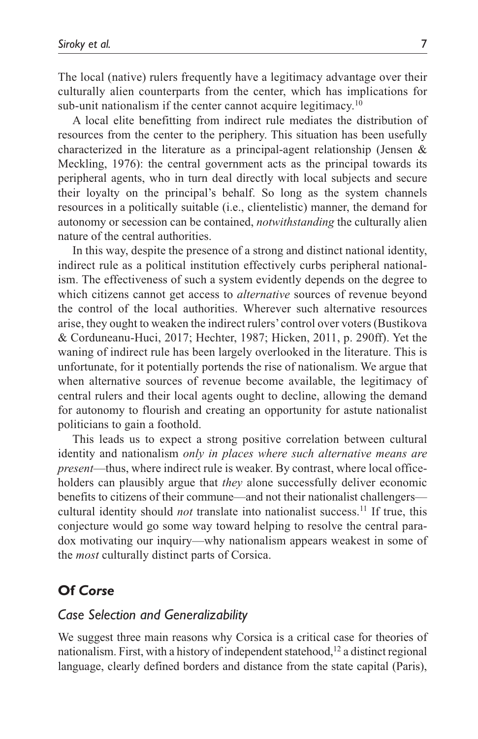The local (native) rulers frequently have a legitimacy advantage over their culturally alien counterparts from the center, which has implications for sub-unit nationalism if the center cannot acquire legitimacy.[10]

A local elite benefitting from indirect rule mediates the distribution of resources from the center to the periphery. This situation has been usefully characterized in the literature as a principal-agent relationship (Jensen & Meckling, 1976): the central government acts as the principal towards its peripheral agents, who in turn deal directly with local subjects and secure their loyalty on the principal's behalf. So long as the system channels resources in a politically suitable (i.e., clientelistic) manner, the demand for autonomy or secession can be contained, *notwithstanding* the culturally alien nature of the central authorities.

In this way, despite the presence of a strong and distinct national identity, indirect rule as a political institution effectively curbs peripheral nationalism. The effectiveness of such a system evidently depends on the degree to which citizens cannot get access to *alternative* sources of revenue beyond the control of the local authorities. Wherever such alternative resources arise, they ought to weaken the indirect rulers' control over voters (Bustikova & Corduneanu-Huci, 2017; Hechter, 1987; Hicken, 2011, p. 290ff). Yet the waning of indirect rule has been largely overlooked in the literature. This is unfortunate, for it potentially portends the rise of nationalism. We argue that when alternative sources of revenue become available, the legitimacy of central rulers and their local agents ought to decline, allowing the demand for autonomy to flourish and creating an opportunity for astute nationalist politicians to gain a foothold.

This leads us to expect a strong positive correlation between cultural identity and nationalism *only in places where such alternative means are present*—thus, where indirect rule is weaker. By contrast, where local office-holders can plausibly argue that *they* alone successfully deliver economic benefits to citizens of their commune—and not their nationalist challengers—cultural identity should *not* translate into nationalist success.[11] If true, this conjecture would go some way toward helping to resolve the central paradox motivating our inquiry—why nationalism appears weakest in some of the *most* culturally distinct parts of Corsica.

## Of *Corse*

### *Case Selection and Generalizability*

We suggest three main reasons why Corsica is a critical case for theories of nationalism. First, with a history of independent statehood,[12] a distinct regional language, clearly defined borders and distance from the state capital (Paris),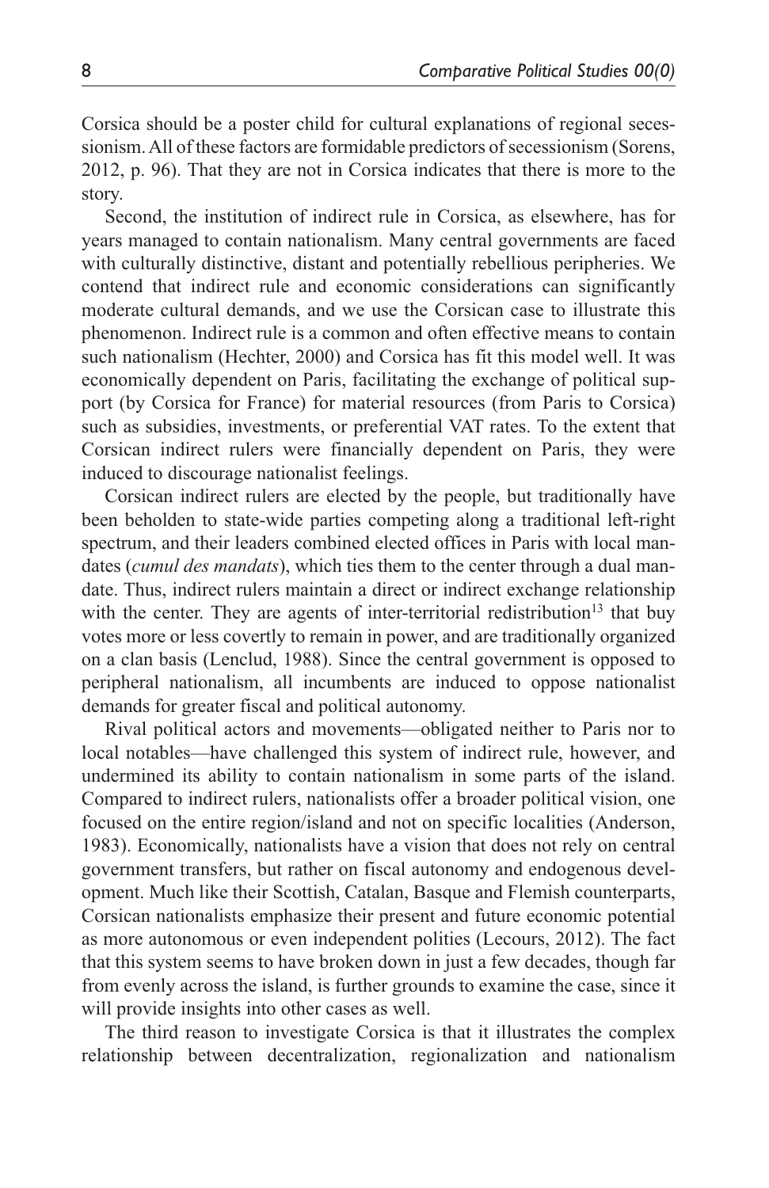Corsica should be a poster child for cultural explanations of regional secessionism. All of these factors are formidable predictors of secessionism (Sorens, 2012, p. 96). That they are not in Corsica indicates that there is more to the story.

Second, the institution of indirect rule in Corsica, as elsewhere, has for years managed to contain nationalism. Many central governments are faced with culturally distinctive, distant and potentially rebellious peripheries. We contend that indirect rule and economic considerations can significantly moderate cultural demands, and we use the Corsican case to illustrate this phenomenon. Indirect rule is a common and often effective means to contain such nationalism (Hechter, 2000) and Corsica has fit this model well. It was economically dependent on Paris, facilitating the exchange of political support (by Corsica for France) for material resources (from Paris to Corsica) such as subsidies, investments, or preferential VAT rates. To the extent that Corsican indirect rulers were financially dependent on Paris, they were induced to discourage nationalist feelings.

Corsican indirect rulers are elected by the people, but traditionally have been beholden to state-wide parties competing along a traditional left-right spectrum, and their leaders combined elected offices in Paris with local mandates (*cumul des mandats*), which ties them to the center through a dual mandate. Thus, indirect rulers maintain a direct or indirect exchange relationship with the center. They are agents of inter-territorial redistribution[13] that buy votes more or less covertly to remain in power, and are traditionally organized on a clan basis (Lenclud, 1988). Since the central government is opposed to peripheral nationalism, all incumbents are induced to oppose nationalist demands for greater fiscal and political autonomy.

Rival political actors and movements—obligated neither to Paris nor to local notables—have challenged this system of indirect rule, however, and undermined its ability to contain nationalism in some parts of the island. Compared to indirect rulers, nationalists offer a broader political vision, one focused on the entire region/island and not on specific localities (Anderson, 1983). Economically, nationalists have a vision that does not rely on central government transfers, but rather on fiscal autonomy and endogenous development. Much like their Scottish, Catalan, Basque and Flemish counterparts, Corsican nationalists emphasize their present and future economic potential as more autonomous or even independent polities (Lecours, 2012). The fact that this system seems to have broken down in just a few decades, though far from evenly across the island, is further grounds to examine the case, since it will provide insights into other cases as well.

The third reason to investigate Corsica is that it illustrates the complex relationship between decentralization, regionalization and nationalism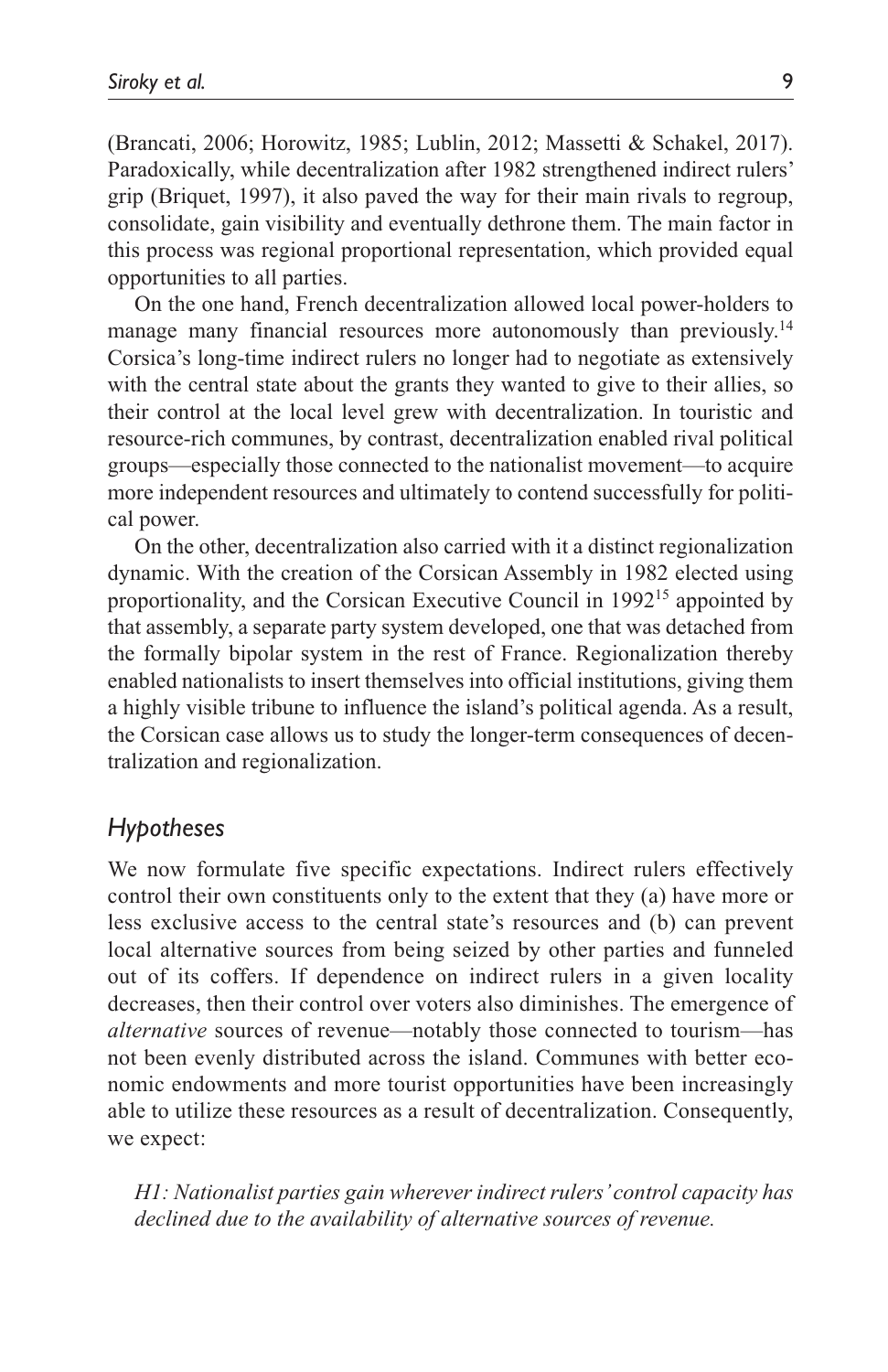(Brancati, 2006; Horowitz, 1985; Lublin, 2012; Massetti & Schakel, 2017). Paradoxically, while decentralization after 1982 strengthened indirect rulers' grip (Briquet, 1997), it also paved the way for their main rivals to regroup, consolidate, gain visibility and eventually dethrone them. The main factor in this process was regional proportional representation, which provided equal opportunities to all parties.

On the one hand, French decentralization allowed local power-holders to manage many financial resources more autonomously than previously.[14] Corsica's long-time indirect rulers no longer had to negotiate as extensively with the central state about the grants they wanted to give to their allies, so their control at the local level grew with decentralization. In touristic and resource-rich communes, by contrast, decentralization enabled rival political groups—especially those connected to the nationalist movement—to acquire more independent resources and ultimately to contend successfully for political power.

On the other, decentralization also carried with it a distinct regionalization dynamic. With the creation of the Corsican Assembly in 1982 elected using proportionality, and the Corsican Executive Council in 1992[15] appointed by that assembly, a separate party system developed, one that was detached from the formally bipolar system in the rest of France. Regionalization thereby enabled nationalists to insert themselves into official institutions, giving them a highly visible tribune to influence the island's political agenda. As a result, the Corsican case allows us to study the longer-term consequences of decentralization and regionalization.

## *Hypotheses*

We now formulate five specific expectations. Indirect rulers effectively control their own constituents only to the extent that they (a) have more or less exclusive access to the central state's resources and (b) can prevent local alternative sources from being seized by other parties and funneled out of its coffers. If dependence on indirect rulers in a given locality decreases, then their control over voters also diminishes. The emergence of *alternative* sources of revenue—notably those connected to tourism—has not been evenly distributed across the island. Communes with better economic endowments and more tourist opportunities have been increasingly able to utilize these resources as a result of decentralization. Consequently, we expect:

*H1: Nationalist parties gain wherever indirect rulers' control capacity has declined due to the availability of alternative sources of revenue.*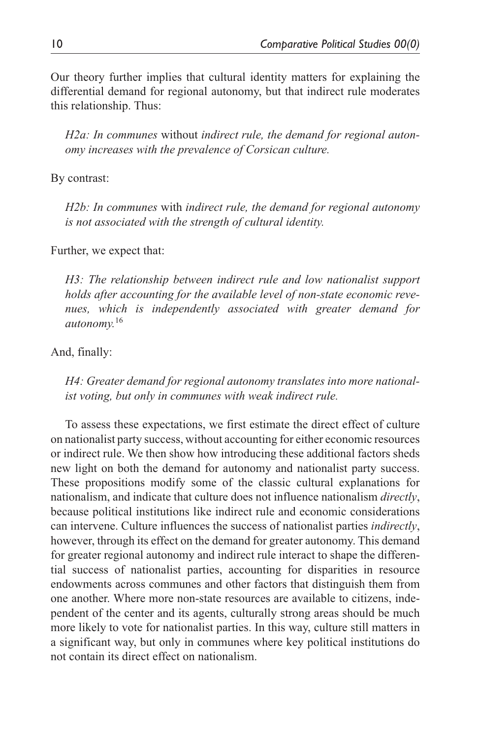Our theory further implies that cultural identity matters for explaining the differential demand for regional autonomy, but that indirect rule moderates this relationship. Thus:

> *H2a: In communes* without *indirect rule, the demand for regional autonomy increases with the prevalence of Corsican culture.*

By contrast:

> *H2b: In communes* with *indirect rule, the demand for regional autonomy is not associated with the strength of cultural identity.*

Further, we expect that:

> *H3: The relationship between indirect rule and low nationalist support holds after accounting for the available level of non-state economic revenues, which is independently associated with greater demand for autonomy.*[16]

And, finally:

> *H4: Greater demand for regional autonomy translates into more nationalist voting, but only in communes with weak indirect rule.*

To assess these expectations, we first estimate the direct effect of culture on nationalist party success, without accounting for either economic resources or indirect rule. We then show how introducing these additional factors sheds new light on both the demand for autonomy and nationalist party success. These propositions modify some of the classic cultural explanations for nationalism, and indicate that culture does not influence nationalism *directly*, because political institutions like indirect rule and economic considerations can intervene. Culture influences the success of nationalist parties *indirectly*, however, through its effect on the demand for greater autonomy. This demand for greater regional autonomy and indirect rule interact to shape the differential success of nationalist parties, accounting for disparities in resource endowments across communes and other factors that distinguish them from one another. Where more non-state resources are available to citizens, independent of the center and its agents, culturally strong areas should be much more likely to vote for nationalist parties. In this way, culture still matters in a significant way, but only in communes where key political institutions do not contain its direct effect on nationalism.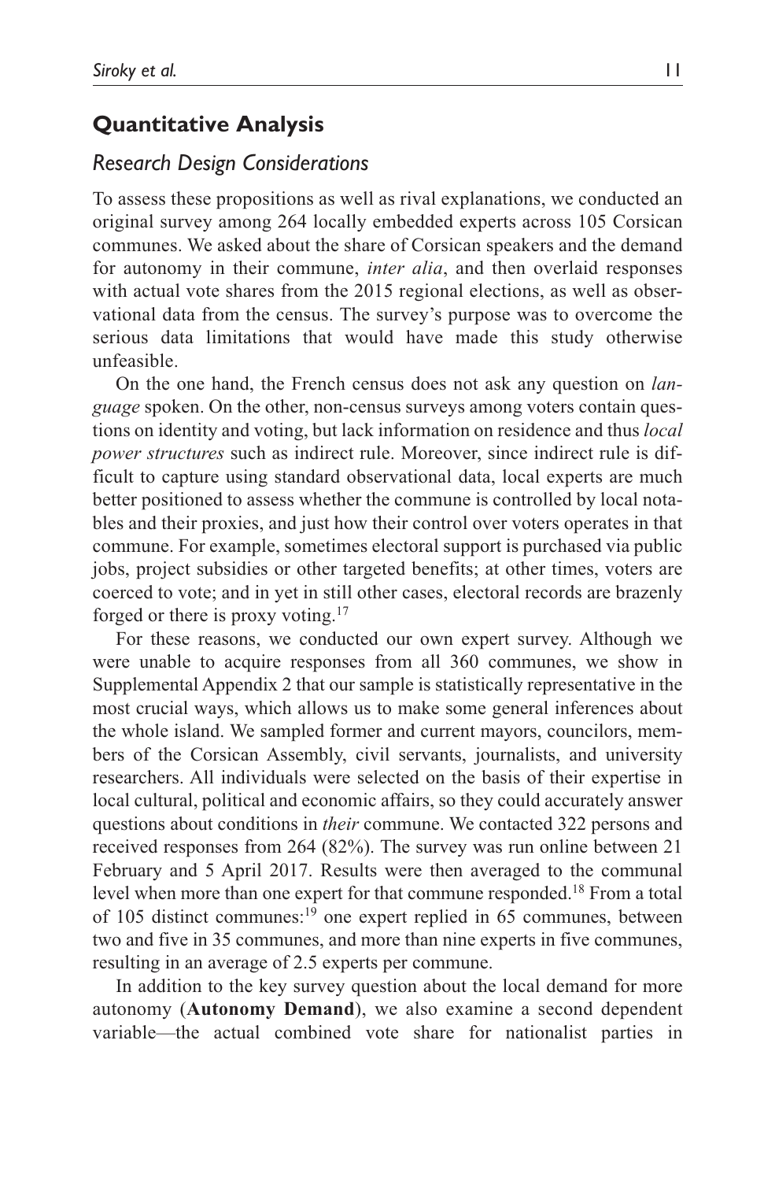## Quantitative Analysis

### *Research Design Considerations*

To assess these propositions as well as rival explanations, we conducted an original survey among 264 locally embedded experts across 105 Corsican communes. We asked about the share of Corsican speakers and the demand for autonomy in their commune, *inter alia*, and then overlaid responses with actual vote shares from the 2015 regional elections, as well as observational data from the census. The survey's purpose was to overcome the serious data limitations that would have made this study otherwise unfeasible.

On the one hand, the French census does not ask any question on *language* spoken. On the other, non-census surveys among voters contain questions on identity and voting, but lack information on residence and thus *local power structures* such as indirect rule. Moreover, since indirect rule is difficult to capture using standard observational data, local experts are much better positioned to assess whether the commune is controlled by local notables and their proxies, and just how their control over voters operates in that commune. For example, sometimes electoral support is purchased via public jobs, project subsidies or other targeted benefits; at other times, voters are coerced to vote; and in yet in still other cases, electoral records are brazenly forged or there is proxy voting.[17]

For these reasons, we conducted our own expert survey. Although we were unable to acquire responses from all 360 communes, we show in Supplemental Appendix 2 that our sample is statistically representative in the most crucial ways, which allows us to make some general inferences about the whole island. We sampled former and current mayors, councilors, members of the Corsican Assembly, civil servants, journalists, and university researchers. All individuals were selected on the basis of their expertise in local cultural, political and economic affairs, so they could accurately answer questions about conditions in *their* commune. We contacted 322 persons and received responses from 264 (82%). The survey was run online between 21 February and 5 April 2017. Results were then averaged to the communal level when more than one expert for that commune responded.[18] From a total of 105 distinct communes:[19] one expert replied in 65 communes, between two and five in 35 communes, and more than nine experts in five communes, resulting in an average of 2.5 experts per commune.

In addition to the key survey question about the local demand for more autonomy (**Autonomy Demand**), we also examine a second dependent variable—the actual combined vote share for nationalist parties in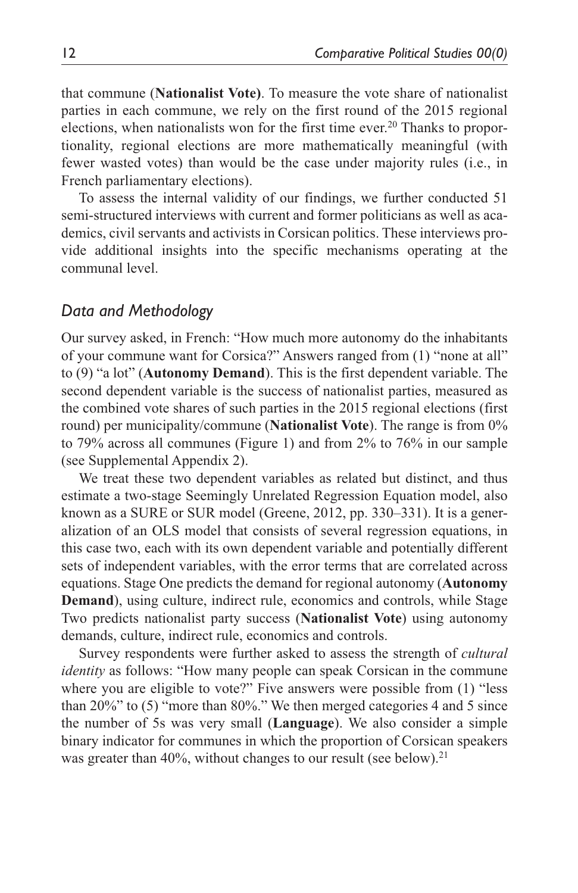that commune (**Nationalist Vote)**. To measure the vote share of nationalist parties in each commune, we rely on the first round of the 2015 regional elections, when nationalists won for the first time ever.[20] Thanks to proportionality, regional elections are more mathematically meaningful (with fewer wasted votes) than would be the case under majority rules (i.e., in French parliamentary elections).

To assess the internal validity of our findings, we further conducted 51 semi-structured interviews with current and former politicians as well as academics, civil servants and activists in Corsican politics. These interviews provide additional insights into the specific mechanisms operating at the communal level.

## *Data and Methodology*

Our survey asked, in French: "How much more autonomy do the inhabitants of your commune want for Corsica?" Answers ranged from (1) "none at all" to (9) "a lot" (**Autonomy Demand**). This is the first dependent variable. The second dependent variable is the success of nationalist parties, measured as the combined vote shares of such parties in the 2015 regional elections (first round) per municipality/commune (**Nationalist Vote**). The range is from 0% to 79% across all communes (Figure 1) and from 2% to 76% in our sample (see Supplemental Appendix 2).

We treat these two dependent variables as related but distinct, and thus estimate a two-stage Seemingly Unrelated Regression Equation model, also known as a SURE or SUR model (Greene, 2012, pp. 330–331). It is a generalization of an OLS model that consists of several regression equations, in this case two, each with its own dependent variable and potentially different sets of independent variables, with the error terms that are correlated across equations. Stage One predicts the demand for regional autonomy (**Autonomy Demand**), using culture, indirect rule, economics and controls, while Stage Two predicts nationalist party success (**Nationalist Vote**) using autonomy demands, culture, indirect rule, economics and controls.

Survey respondents were further asked to assess the strength of *cultural identity* as follows: "How many people can speak Corsican in the commune where you are eligible to vote?" Five answers were possible from (1) "less than 20%" to (5) "more than 80%." We then merged categories 4 and 5 since the number of 5s was very small (**Language**). We also consider a simple binary indicator for communes in which the proportion of Corsican speakers was greater than 40%, without changes to our result (see below).[21]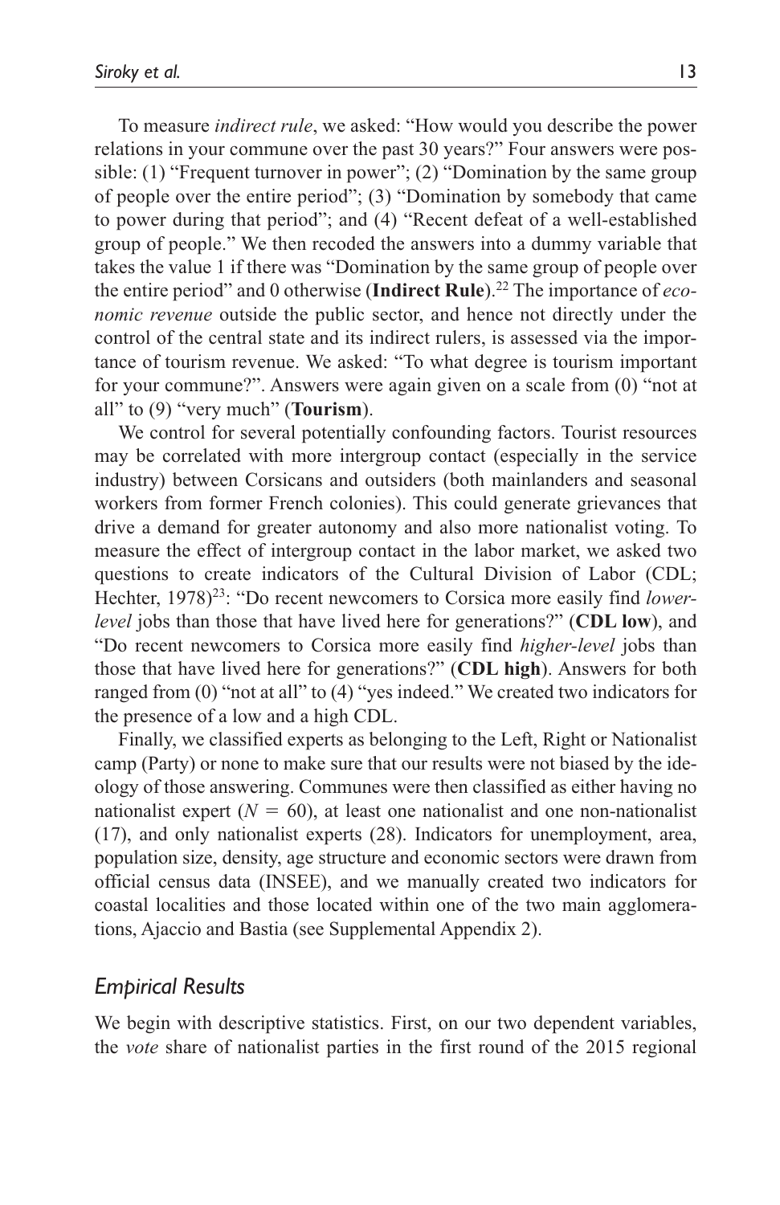To measure *indirect rule*, we asked: "How would you describe the power relations in your commune over the past 30 years?" Four answers were possible: (1) "Frequent turnover in power"; (2) "Domination by the same group of people over the entire period"; (3) "Domination by somebody that came to power during that period"; and (4) "Recent defeat of a well-established group of people." We then recoded the answers into a dummy variable that takes the value 1 if there was "Domination by the same group of people over the entire period" and 0 otherwise (**Indirect Rule**).[22] The importance of *economic revenue* outside the public sector, and hence not directly under the control of the central state and its indirect rulers, is assessed via the importance of tourism revenue. We asked: "To what degree is tourism important for your commune?". Answers were again given on a scale from (0) "not at all" to (9) "very much" (**Tourism**).

We control for several potentially confounding factors. Tourist resources may be correlated with more intergroup contact (especially in the service industry) between Corsicans and outsiders (both mainlanders and seasonal workers from former French colonies). This could generate grievances that drive a demand for greater autonomy and also more nationalist voting. To measure the effect of intergroup contact in the labor market, we asked two questions to create indicators of the Cultural Division of Labor (CDL; Hechter, 1978)[23]: "Do recent newcomers to Corsica more easily find *lower-level* jobs than those that have lived here for generations?" (**CDL low**), and "Do recent newcomers to Corsica more easily find *higher-level* jobs than those that have lived here for generations?" (**CDL high**). Answers for both ranged from (0) "not at all" to (4) "yes indeed." We created two indicators for the presence of a low and a high CDL.

Finally, we classified experts as belonging to the Left, Right or Nationalist camp (Party) or none to make sure that our results were not biased by the ideology of those answering. Communes were then classified as either having no nationalist expert ($N = 60$), at least one nationalist and one non-nationalist (17), and only nationalist experts (28). Indicators for unemployment, area, population size, density, age structure and economic sectors were drawn from official census data (INSEE), and we manually created two indicators for coastal localities and those located within one of the two main agglomerations, Ajaccio and Bastia (see Supplemental Appendix 2).

## *Empirical Results*

We begin with descriptive statistics. First, on our two dependent variables, the *vote* share of nationalist parties in the first round of the 2015 regional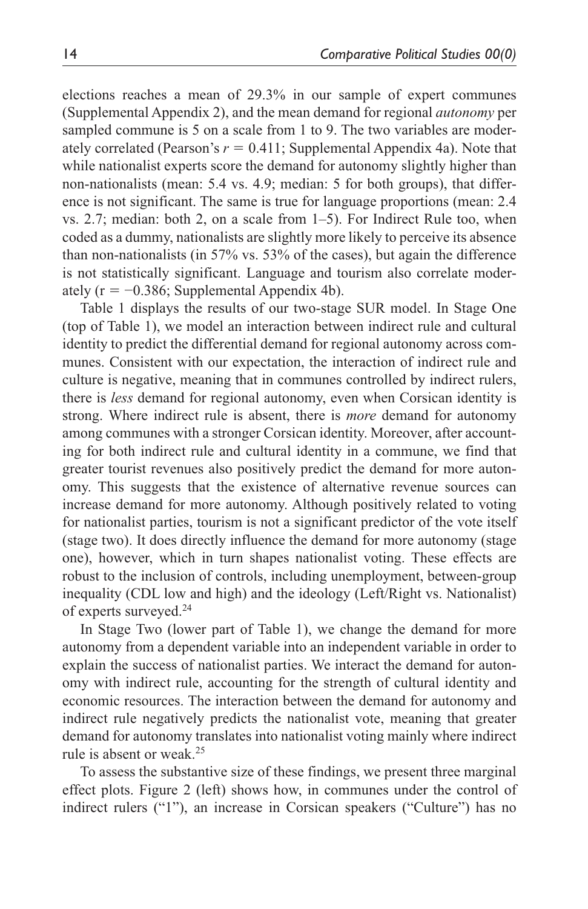elections reaches a mean of 29.3% in our sample of expert communes (Supplemental Appendix 2), and the mean demand for regional *autonomy* per sampled commune is 5 on a scale from 1 to 9. The two variables are moderately correlated (Pearson's $r = 0.411$; Supplemental Appendix 4a). Note that while nationalist experts score the demand for autonomy slightly higher than non-nationalists (mean: 5.4 vs. 4.9; median: 5 for both groups), that difference is not significant. The same is true for language proportions (mean: 2.4 vs. 2.7; median: both 2, on a scale from 1–5). For Indirect Rule too, when coded as a dummy, nationalists are slightly more likely to perceive its absence than non-nationalists (in 57% vs. 53% of the cases), but again the difference is not statistically significant. Language and tourism also correlate moderately ($r = -0.386$; Supplemental Appendix 4b).

Table 1 displays the results of our two-stage SUR model. In Stage One (top of Table 1), we model an interaction between indirect rule and cultural identity to predict the differential demand for regional autonomy across communes. Consistent with our expectation, the interaction of indirect rule and culture is negative, meaning that in communes controlled by indirect rulers, there is *less* demand for regional autonomy, even when Corsican identity is strong. Where indirect rule is absent, there is *more* demand for autonomy among communes with a stronger Corsican identity. Moreover, after accounting for both indirect rule and cultural identity in a commune, we find that greater tourist revenues also positively predict the demand for more autonomy. This suggests that the existence of alternative revenue sources can increase demand for more autonomy. Although positively related to voting for nationalist parties, tourism is not a significant predictor of the vote itself (stage two). It does directly influence the demand for more autonomy (stage one), however, which in turn shapes nationalist voting. These effects are robust to the inclusion of controls, including unemployment, between-group inequality (CDL low and high) and the ideology (Left/Right vs. Nationalist) of experts surveyed.[24]

In Stage Two (lower part of Table 1), we change the demand for more autonomy from a dependent variable into an independent variable in order to explain the success of nationalist parties. We interact the demand for autonomy with indirect rule, accounting for the strength of cultural identity and economic resources. The interaction between the demand for autonomy and indirect rule negatively predicts the nationalist vote, meaning that greater demand for autonomy translates into nationalist voting mainly where indirect rule is absent or weak.[25]

To assess the substantive size of these findings, we present three marginal effect plots. Figure 2 (left) shows how, in communes under the control of indirect rulers ("1"), an increase in Corsican speakers ("Culture") has no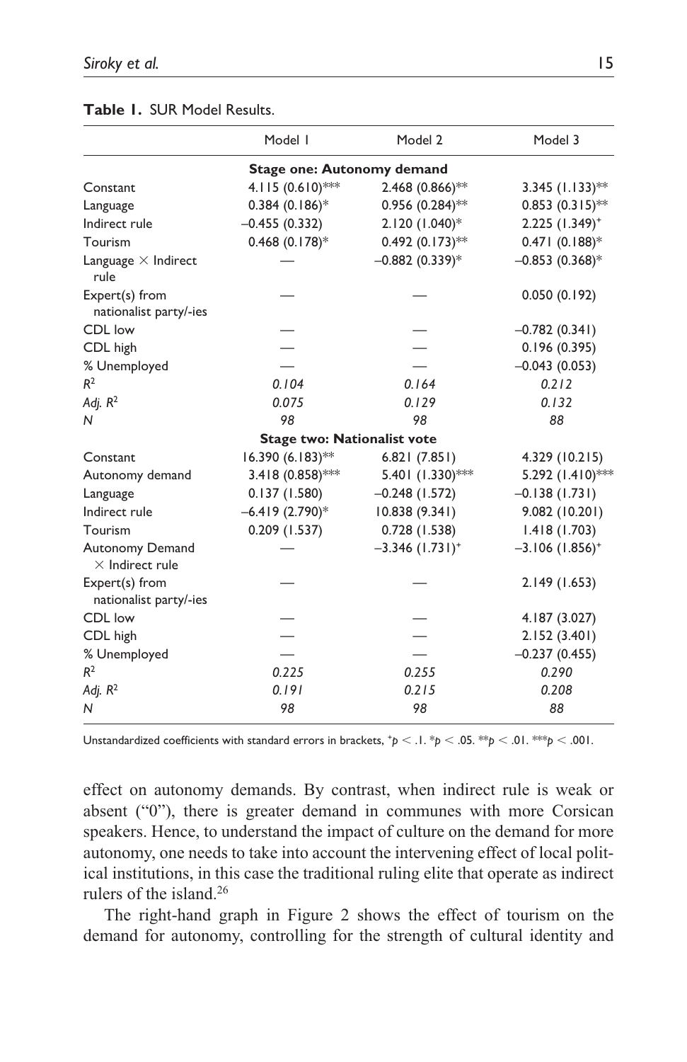**Table 1.** SUR Model Results.

| | Model 1 | Model 2 | Model 3 |
|---|---|---|---|
| **Stage one: Autonomy demand** | | | |
| Constant | 4.115 (0.610)*** | 2.468 (0.866)** | 3.345 (1.133)** |
| Language | 0.384 (0.186)* | 0.956 (0.284)** | 0.853 (0.315)** |
| Indirect rule | –0.455 (0.332) | 2.120 (1.040)* | 2.225 (1.349)⁺ |
| Tourism | 0.468 (0.178)* | 0.492 (0.173)** | 0.471 (0.188)* |
| Language × Indirect rule | — | –0.882 (0.339)* | –0.853 (0.368)* |
| Expert(s) from nationalist party/-ies | — | — | 0.050 (0.192) |
| CDL low | — | — | –0.782 (0.341) |
| CDL high | — | — | 0.196 (0.395) |
| % Unemployed | — | — | –0.043 (0.053) |
| $R^2$ | *0.104* | *0.164* | *0.212* |
| *Adj.* $R^2$ | *0.075* | *0.129* | *0.132* |
| *N* | *98* | *98* | *88* |
| **Stage two: Nationalist vote** | | | |
| Constant | 16.390 (6.183)** | 6.821 (7.851) | 4.329 (10.215) |
| Autonomy demand | 3.418 (0.858)*** | 5.401 (1.330)*** | 5.292 (1.410)*** |
| Language | 0.137 (1.580) | –0.248 (1.572) | –0.138 (1.731) |
| Indirect rule | –6.419 (2.790)* | 10.838 (9.341) | 9.082 (10.201) |
| Tourism | 0.209 (1.537) | 0.728 (1.538) | 1.418 (1.703) |
| Autonomy Demand × Indirect rule | — | –3.346 (1.731)⁺ | –3.106 (1.856)⁺ |
| Expert(s) from nationalist party/-ies | — | — | 2.149 (1.653) |
| CDL low | — | — | 4.187 (3.027) |
| CDL high | — | — | 2.152 (3.401) |
| % Unemployed | — | — | –0.237 (0.455) |
| $R^2$ | *0.225* | *0.255* | *0.290* |
| *Adj.* $R^2$ | *0.191* | *0.215* | *0.208* |
| *N* | *98* | *98* | *88* |

Unstandardized coefficients with standard errors in brackets, ⁺$p < .1$. *$p < .05$. **$p < .01$. ***$p < .001$.

effect on autonomy demands. By contrast, when indirect rule is weak or absent ("0"), there is greater demand in communes with more Corsican speakers. Hence, to understand the impact of culture on the demand for more autonomy, one needs to take into account the intervening effect of local political institutions, in this case the traditional ruling elite that operate as indirect rulers of the island.[26]

The right-hand graph in Figure 2 shows the effect of tourism on the demand for autonomy, controlling for the strength of cultural identity and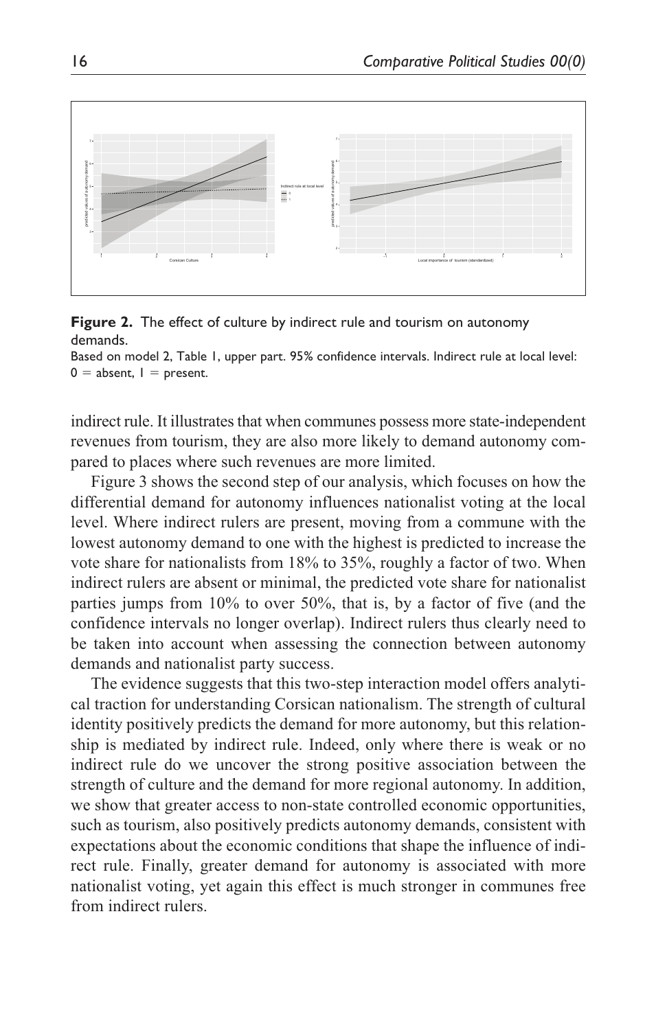**Figure 2.** The effect of culture by indirect rule and tourism on autonomy demands.

Based on model 2, Table 1, upper part. 95% confidence intervals. Indirect rule at local level: 0 = absent, 1 = present.

indirect rule. It illustrates that when communes possess more state-independent revenues from tourism, they are also more likely to demand autonomy compared to places where such revenues are more limited.

Figure 3 shows the second step of our analysis, which focuses on how the differential demand for autonomy influences nationalist voting at the local level. Where indirect rulers are present, moving from a commune with the lowest autonomy demand to one with the highest is predicted to increase the vote share for nationalists from 18% to 35%, roughly a factor of two. When indirect rulers are absent or minimal, the predicted vote share for nationalist parties jumps from 10% to over 50%, that is, by a factor of five (and the confidence intervals no longer overlap). Indirect rulers thus clearly need to be taken into account when assessing the connection between autonomy demands and nationalist party success.

The evidence suggests that this two-step interaction model offers analytical traction for understanding Corsican nationalism. The strength of cultural identity positively predicts the demand for more autonomy, but this relationship is mediated by indirect rule. Indeed, only where there is weak or no indirect rule do we uncover the strong positive association between the strength of culture and the demand for more regional autonomy. In addition, we show that greater access to non-state controlled economic opportunities, such as tourism, also positively predicts autonomy demands, consistent with expectations about the economic conditions that shape the influence of indirect rule. Finally, greater demand for autonomy is associated with more nationalist voting, yet again this effect is much stronger in communes free from indirect rulers.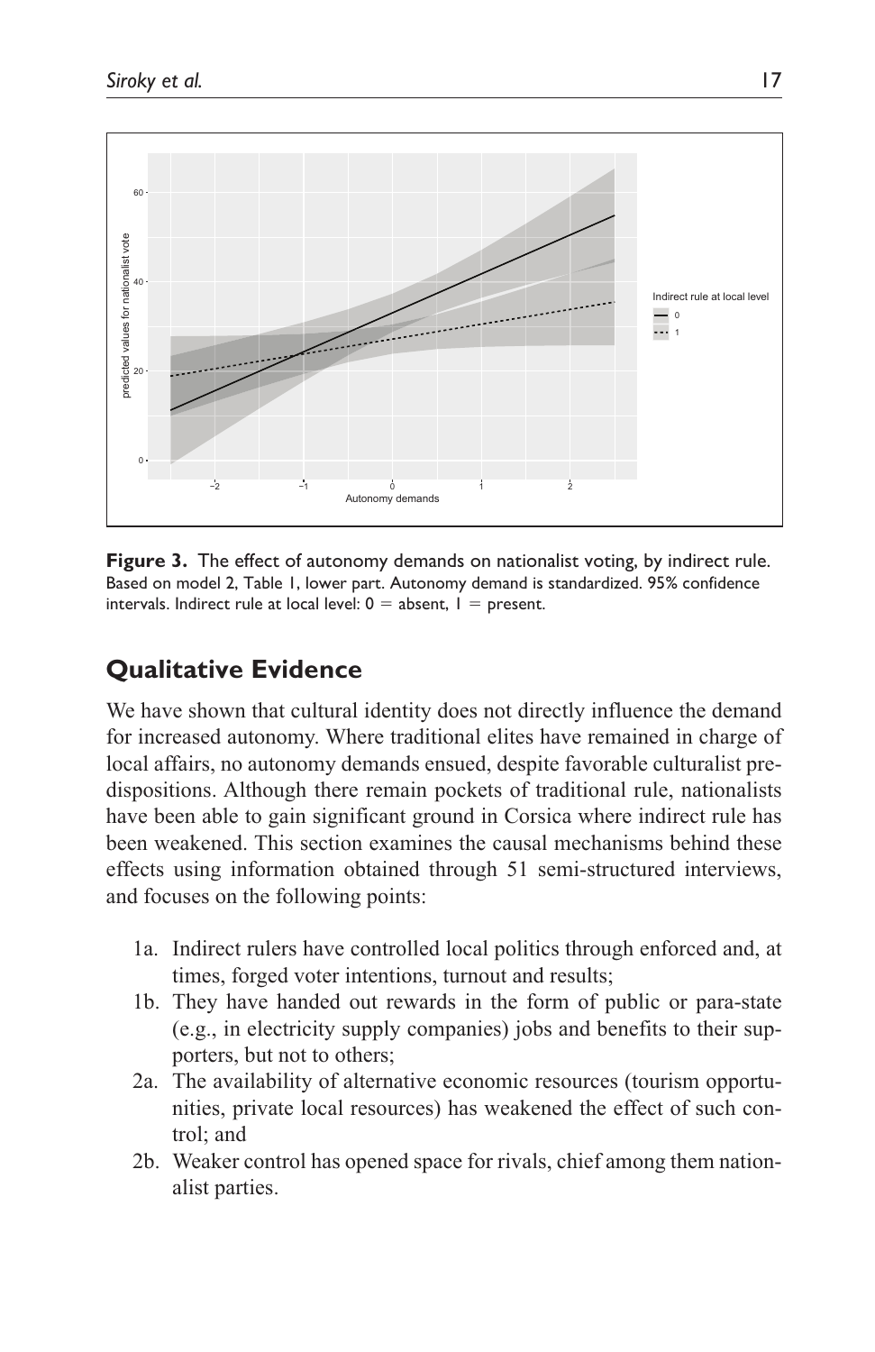**Figure 3.** The effect of autonomy demands on nationalist voting, by indirect rule. Based on model 2, Table 1, lower part. Autonomy demand is standardized. 95% confidence intervals. Indirect rule at local level: 0 = absent, 1 = present.

## Qualitative Evidence

We have shown that cultural identity does not directly influence the demand for increased autonomy. Where traditional elites have remained in charge of local affairs, no autonomy demands ensued, despite favorable culturalist predispositions. Although there remain pockets of traditional rule, nationalists have been able to gain significant ground in Corsica where indirect rule has been weakened. This section examines the causal mechanisms behind these effects using information obtained through 51 semi-structured interviews, and focuses on the following points:

1a. Indirect rulers have controlled local politics through enforced and, at times, forged voter intentions, turnout and results;

1b. They have handed out rewards in the form of public or para-state (e.g., in electricity supply companies) jobs and benefits to their supporters, but not to others;

2a. The availability of alternative economic resources (tourism opportunities, private local resources) has weakened the effect of such control; and

2b. Weaker control has opened space for rivals, chief among them nationalist parties.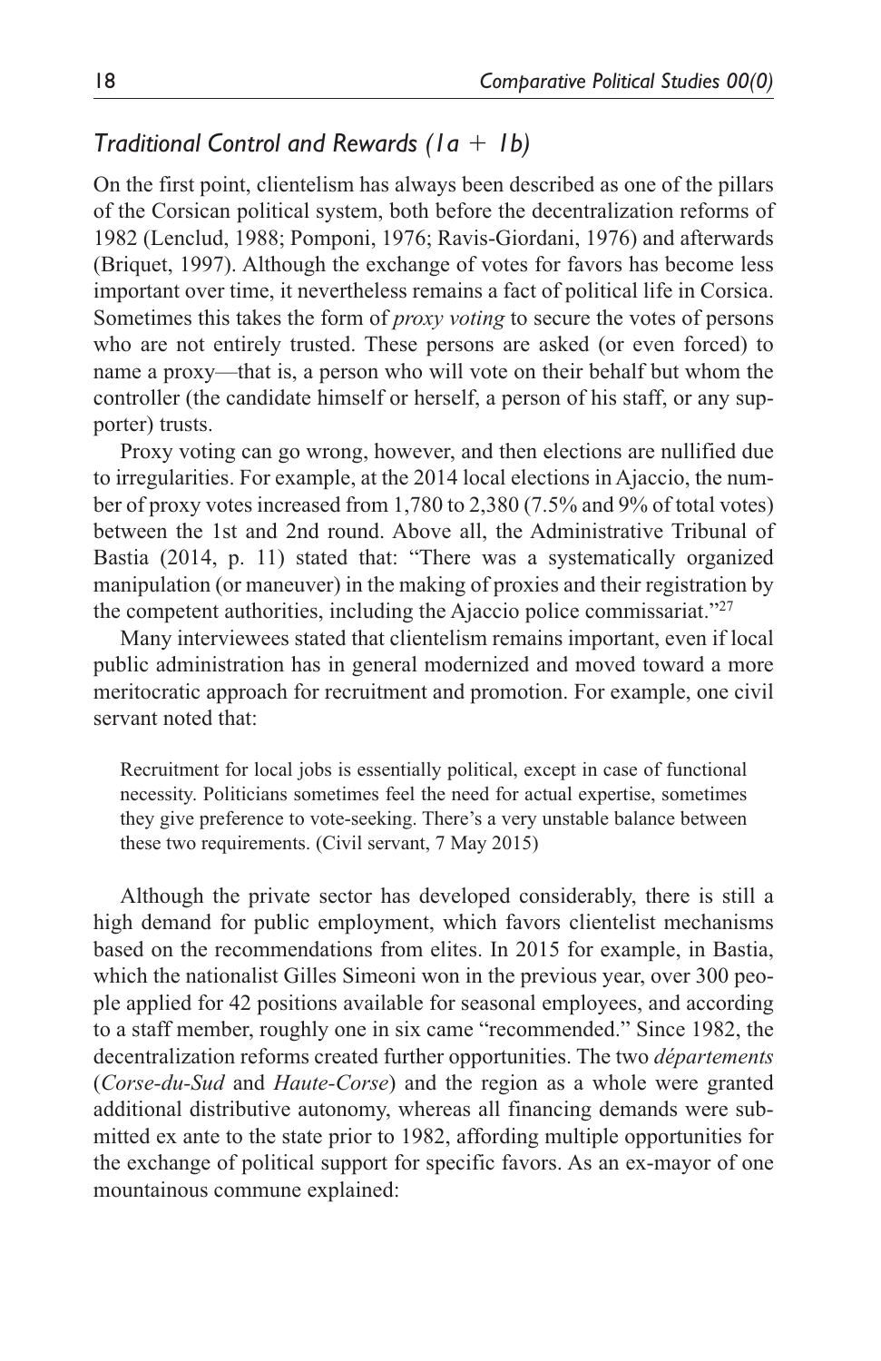### *Traditional Control and Rewards (1a + 1b)*

On the first point, clientelism has always been described as one of the pillars of the Corsican political system, both before the decentralization reforms of 1982 (Lenclud, 1988; Pomponi, 1976; Ravis-Giordani, 1976) and afterwards (Briquet, 1997). Although the exchange of votes for favors has become less important over time, it nevertheless remains a fact of political life in Corsica. Sometimes this takes the form of *proxy voting* to secure the votes of persons who are not entirely trusted. These persons are asked (or even forced) to name a proxy—that is, a person who will vote on their behalf but whom the controller (the candidate himself or herself, a person of his staff, or any supporter) trusts.

Proxy voting can go wrong, however, and then elections are nullified due to irregularities. For example, at the 2014 local elections in Ajaccio, the number of proxy votes increased from 1,780 to 2,380 (7.5% and 9% of total votes) between the 1st and 2nd round. Above all, the Administrative Tribunal of Bastia (2014, p. 11) stated that: "There was a systematically organized manipulation (or maneuver) in the making of proxies and their registration by the competent authorities, including the Ajaccio police commissariat."[27]

Many interviewees stated that clientelism remains important, even if local public administration has in general modernized and moved toward a more meritocratic approach for recruitment and promotion. For example, one civil servant noted that:

> Recruitment for local jobs is essentially political, except in case of functional necessity. Politicians sometimes feel the need for actual expertise, sometimes they give preference to vote-seeking. There's a very unstable balance between these two requirements. (Civil servant, 7 May 2015)

Although the private sector has developed considerably, there is still a high demand for public employment, which favors clientelist mechanisms based on the recommendations from elites. In 2015 for example, in Bastia, which the nationalist Gilles Simeoni won in the previous year, over 300 people applied for 42 positions available for seasonal employees, and according to a staff member, roughly one in six came "recommended." Since 1982, the decentralization reforms created further opportunities. The two *départements* (*Corse-du-Sud* and *Haute-Corse*) and the region as a whole were granted additional distributive autonomy, whereas all financing demands were submitted ex ante to the state prior to 1982, affording multiple opportunities for the exchange of political support for specific favors. As an ex-mayor of one mountainous commune explained: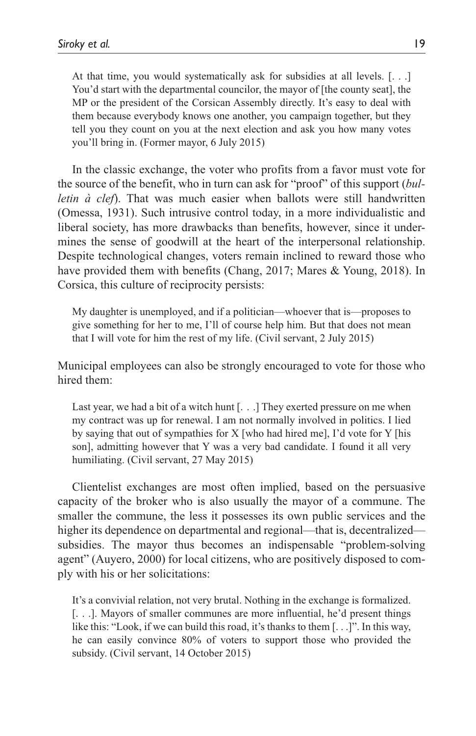> At that time, you would systematically ask for subsidies at all levels. [. . .] You'd start with the departmental councilor, the mayor of [the county seat], the MP or the president of the Corsican Assembly directly. It's easy to deal with them because everybody knows one another, you campaign together, but they tell you they count on you at the next election and ask you how many votes you'll bring in. (Former mayor, 6 July 2015)

In the classic exchange, the voter who profits from a favor must vote for the source of the benefit, who in turn can ask for "proof" of this support (*bulletin à clef*). That was much easier when ballots were still handwritten (Omessa, 1931). Such intrusive control today, in a more individualistic and liberal society, has more drawbacks than benefits, however, since it undermines the sense of goodwill at the heart of the interpersonal relationship. Despite technological changes, voters remain inclined to reward those who have provided them with benefits (Chang, 2017; Mares & Young, 2018). In Corsica, this culture of reciprocity persists:

> My daughter is unemployed, and if a politician—whoever that is—proposes to give something for her to me, I'll of course help him. But that does not mean that I will vote for him the rest of my life. (Civil servant, 2 July 2015)

Municipal employees can also be strongly encouraged to vote for those who hired them:

> Last year, we had a bit of a witch hunt [. . .] They exerted pressure on me when my contract was up for renewal. I am not normally involved in politics. I lied by saying that out of sympathies for X [who had hired me], I'd vote for Y [his son], admitting however that Y was a very bad candidate. I found it all very humiliating. (Civil servant, 27 May 2015)

Clientelist exchanges are most often implied, based on the persuasive capacity of the broker who is also usually the mayor of a commune. The smaller the commune, the less it possesses its own public services and the higher its dependence on departmental and regional—that is, decentralized—subsidies. The mayor thus becomes an indispensable "problem-solving agent" (Auyero, 2000) for local citizens, who are positively disposed to comply with his or her solicitations:

> It's a convivial relation, not very brutal. Nothing in the exchange is formalized. [. . .]. Mayors of smaller communes are more influential, he'd present things like this: "Look, if we can build this road, it's thanks to them [. . .]". In this way, he can easily convince 80% of voters to support those who provided the subsidy. (Civil servant, 14 October 2015)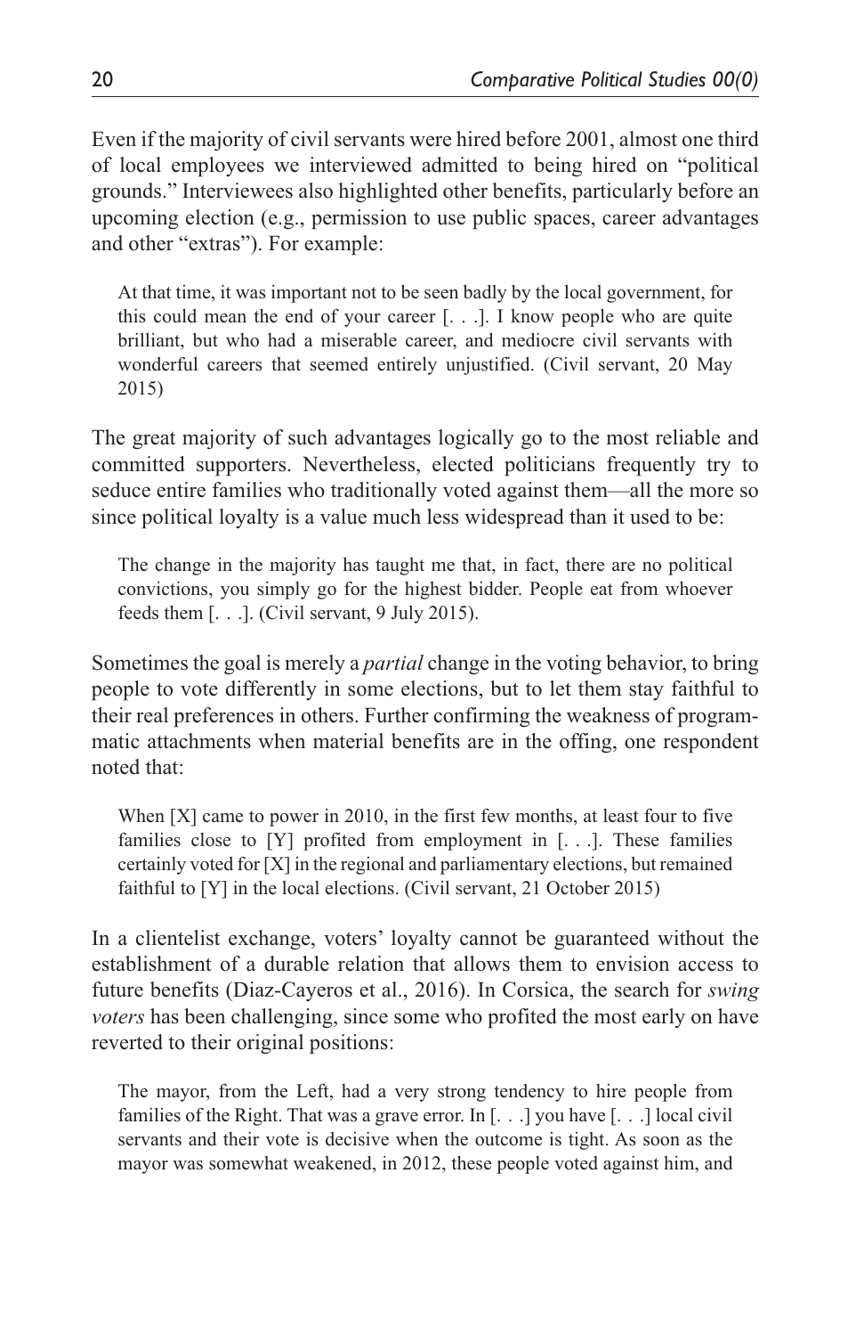Even if the majority of civil servants were hired before 2001, almost one third of local employees we interviewed admitted to being hired on "political grounds." Interviewees also highlighted other benefits, particularly before an upcoming election (e.g., permission to use public spaces, career advantages and other "extras"). For example:

> At that time, it was important not to be seen badly by the local government, for this could mean the end of your career [. . .]. I know people who are quite brilliant, but who had a miserable career, and mediocre civil servants with wonderful careers that seemed entirely unjustified. (Civil servant, 20 May 2015)

The great majority of such advantages logically go to the most reliable and committed supporters. Nevertheless, elected politicians frequently try to seduce entire families who traditionally voted against them—all the more so since political loyalty is a value much less widespread than it used to be:

> The change in the majority has taught me that, in fact, there are no political convictions, you simply go for the highest bidder. People eat from whoever feeds them [. . .]. (Civil servant, 9 July 2015).

Sometimes the goal is merely a *partial* change in the voting behavior, to bring people to vote differently in some elections, but to let them stay faithful to their real preferences in others. Further confirming the weakness of programmatic attachments when material benefits are in the offing, one respondent noted that:

> When [X] came to power in 2010, in the first few months, at least four to five families close to [Y] profited from employment in [. . .]. These families certainly voted for [X] in the regional and parliamentary elections, but remained faithful to [Y] in the local elections. (Civil servant, 21 October 2015)

In a clientelist exchange, voters' loyalty cannot be guaranteed without the establishment of a durable relation that allows them to envision access to future benefits (Diaz-Cayeros et al., 2016). In Corsica, the search for *swing voters* has been challenging, since some who profited the most early on have reverted to their original positions:

> The mayor, from the Left, had a very strong tendency to hire people from families of the Right. That was a grave error. In [. . .] you have [. . .] local civil servants and their vote is decisive when the outcome is tight. As soon as the mayor was somewhat weakened, in 2012, these people voted against him, and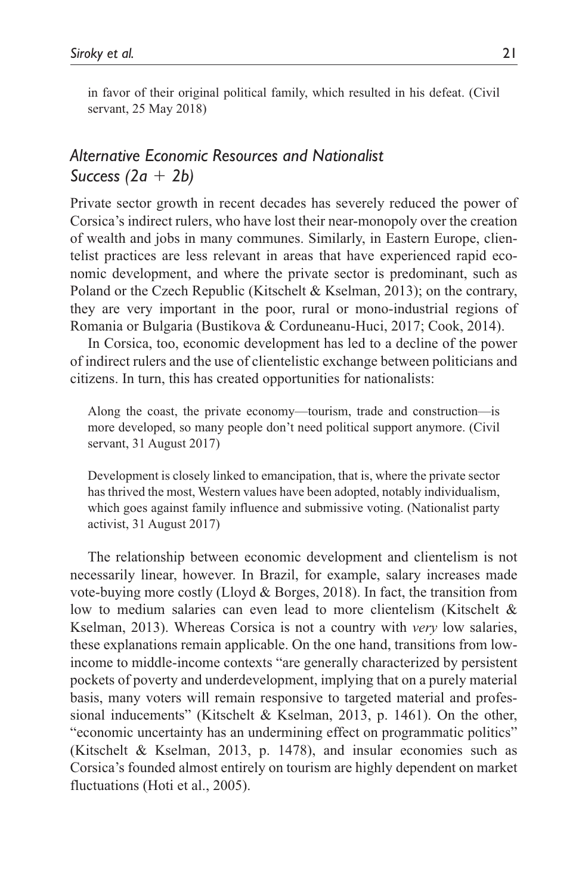in favor of their original political family, which resulted in his defeat. (Civil servant, 25 May 2018)

### *Alternative Economic Resources and Nationalist Success (2a + 2b)*

Private sector growth in recent decades has severely reduced the power of Corsica's indirect rulers, who have lost their near-monopoly over the creation of wealth and jobs in many communes. Similarly, in Eastern Europe, clientelist practices are less relevant in areas that have experienced rapid economic development, and where the private sector is predominant, such as Poland or the Czech Republic (Kitschelt & Kselman, 2013); on the contrary, they are very important in the poor, rural or mono-industrial regions of Romania or Bulgaria (Bustikova & Corduneanu-Huci, 2017; Cook, 2014).

In Corsica, too, economic development has led to a decline of the power of indirect rulers and the use of clientelistic exchange between politicians and citizens. In turn, this has created opportunities for nationalists:

> Along the coast, the private economy—tourism, trade and construction—is more developed, so many people don't need political support anymore. (Civil servant, 31 August 2017)

> Development is closely linked to emancipation, that is, where the private sector has thrived the most, Western values have been adopted, notably individualism, which goes against family influence and submissive voting. (Nationalist party activist, 31 August 2017)

The relationship between economic development and clientelism is not necessarily linear, however. In Brazil, for example, salary increases made vote-buying more costly (Lloyd & Borges, 2018). In fact, the transition from low to medium salaries can even lead to more clientelism (Kitschelt & Kselman, 2013). Whereas Corsica is not a country with *very* low salaries, these explanations remain applicable. On the one hand, transitions from low-income to middle-income contexts "are generally characterized by persistent pockets of poverty and underdevelopment, implying that on a purely material basis, many voters will remain responsive to targeted material and professional inducements" (Kitschelt & Kselman, 2013, p. 1461). On the other, "economic uncertainty has an undermining effect on programmatic politics" (Kitschelt & Kselman, 2013, p. 1478), and insular economies such as Corsica's founded almost entirely on tourism are highly dependent on market fluctuations (Hoti et al., 2005).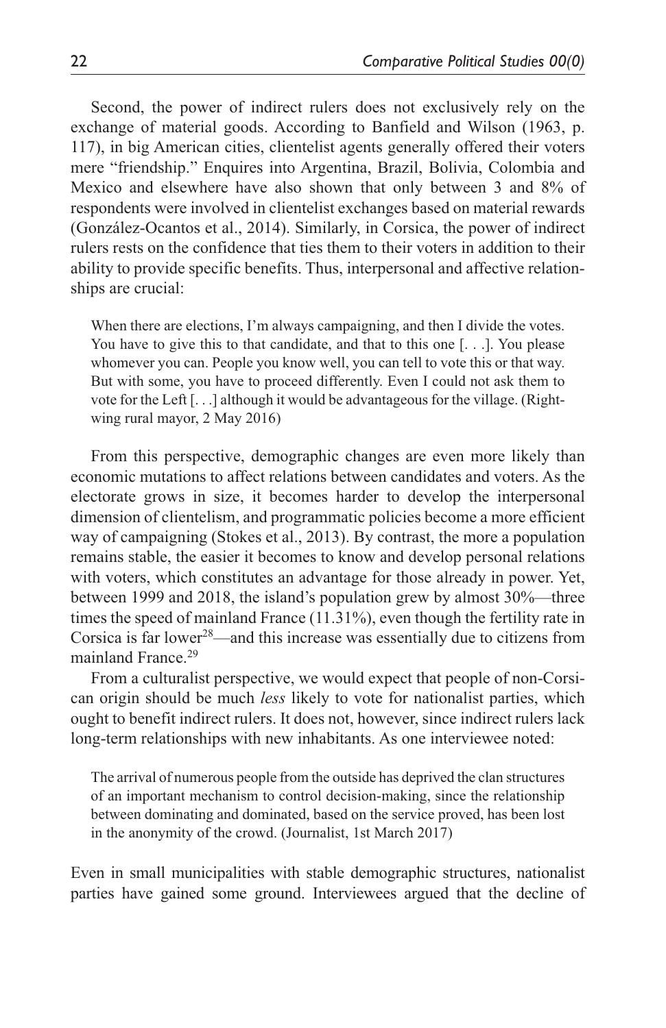Second, the power of indirect rulers does not exclusively rely on the exchange of material goods. According to Banfield and Wilson (1963, p. 117), in big American cities, clientelist agents generally offered their voters mere "friendship." Enquires into Argentina, Brazil, Bolivia, Colombia and Mexico and elsewhere have also shown that only between 3 and 8% of respondents were involved in clientelist exchanges based on material rewards (González-Ocantos et al., 2014). Similarly, in Corsica, the power of indirect rulers rests on the confidence that ties them to their voters in addition to their ability to provide specific benefits. Thus, interpersonal and affective relationships are crucial:

> When there are elections, I'm always campaigning, and then I divide the votes. You have to give this to that candidate, and that to this one [. . .]. You please whomever you can. People you know well, you can tell to vote this or that way. But with some, you have to proceed differently. Even I could not ask them to vote for the Left [. . .] although it would be advantageous for the village. (Right-wing rural mayor, 2 May 2016)

From this perspective, demographic changes are even more likely than economic mutations to affect relations between candidates and voters. As the electorate grows in size, it becomes harder to develop the interpersonal dimension of clientelism, and programmatic policies become a more efficient way of campaigning (Stokes et al., 2013). By contrast, the more a population remains stable, the easier it becomes to know and develop personal relations with voters, which constitutes an advantage for those already in power. Yet, between 1999 and 2018, the island's population grew by almost 30%—three times the speed of mainland France (11.31%), even though the fertility rate in Corsica is far lower[28]—and this increase was essentially due to citizens from mainland France.[29]

From a culturalist perspective, we would expect that people of non-Corsican origin should be much *less* likely to vote for nationalist parties, which ought to benefit indirect rulers. It does not, however, since indirect rulers lack long-term relationships with new inhabitants. As one interviewee noted:

> The arrival of numerous people from the outside has deprived the clan structures of an important mechanism to control decision-making, since the relationship between dominating and dominated, based on the service proved, has been lost in the anonymity of the crowd. (Journalist, 1st March 2017)

Even in small municipalities with stable demographic structures, nationalist parties have gained some ground. Interviewees argued that the decline of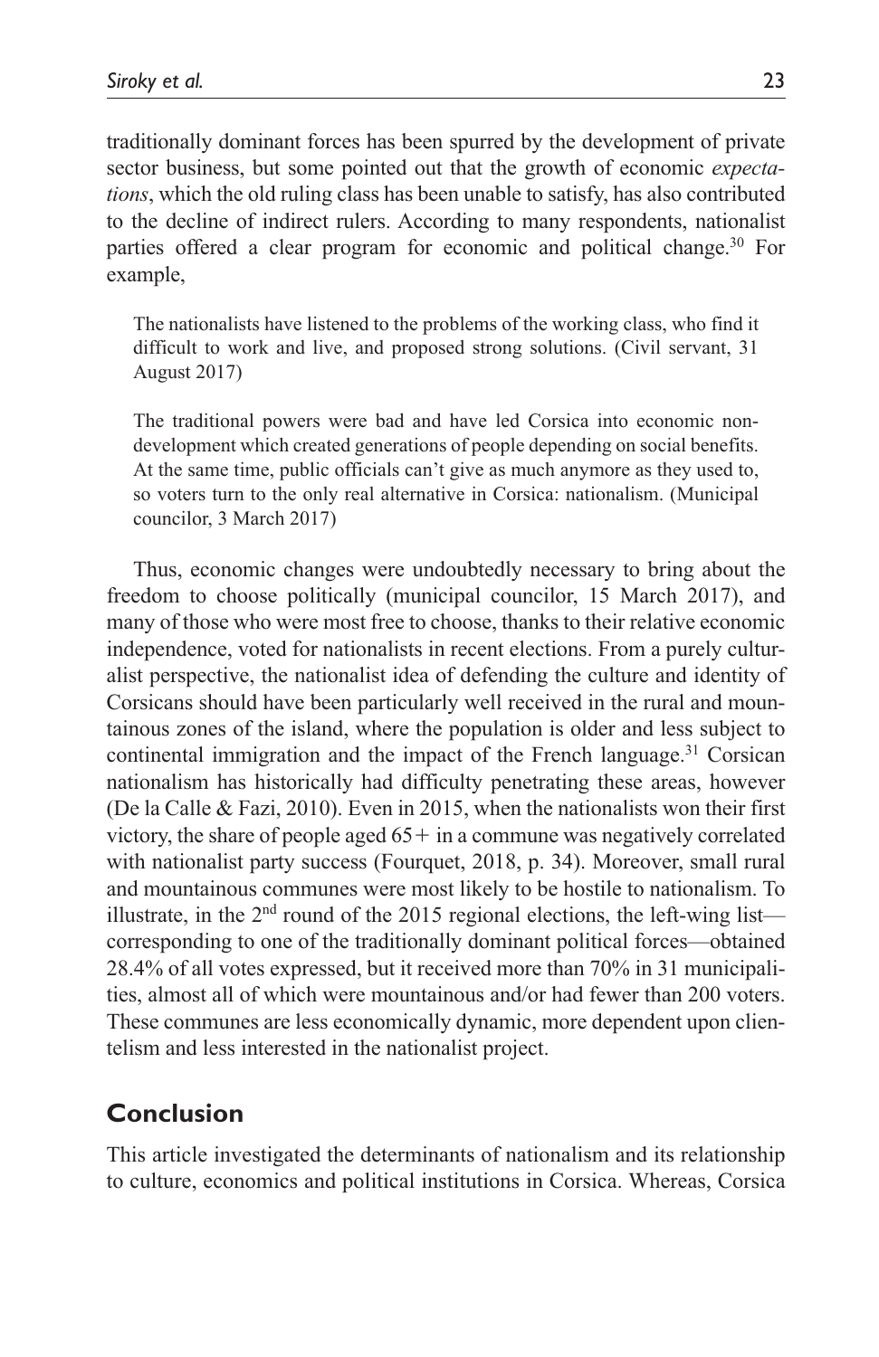traditionally dominant forces has been spurred by the development of private sector business, but some pointed out that the growth of economic *expectations*, which the old ruling class has been unable to satisfy, has also contributed to the decline of indirect rulers. According to many respondents, nationalist parties offered a clear program for economic and political change.[30] For example,

> The nationalists have listened to the problems of the working class, who find it difficult to work and live, and proposed strong solutions. (Civil servant, 31 August 2017)

> The traditional powers were bad and have led Corsica into economic non-development which created generations of people depending on social benefits. At the same time, public officials can't give as much anymore as they used to, so voters turn to the only real alternative in Corsica: nationalism. (Municipal councilor, 3 March 2017)

Thus, economic changes were undoubtedly necessary to bring about the freedom to choose politically (municipal councilor, 15 March 2017), and many of those who were most free to choose, thanks to their relative economic independence, voted for nationalists in recent elections. From a purely culturalist perspective, the nationalist idea of defending the culture and identity of Corsicans should have been particularly well received in the rural and mountainous zones of the island, where the population is older and less subject to continental immigration and the impact of the French language.[31] Corsican nationalism has historically had difficulty penetrating these areas, however (De la Calle & Fazi, 2010). Even in 2015, when the nationalists won their first victory, the share of people aged 65+ in a commune was negatively correlated with nationalist party success (Fourquet, 2018, p. 34). Moreover, small rural and mountainous communes were most likely to be hostile to nationalism. To illustrate, in the 2nd round of the 2015 regional elections, the left-wing list—corresponding to one of the traditionally dominant political forces—obtained 28.4% of all votes expressed, but it received more than 70% in 31 municipalities, almost all of which were mountainous and/or had fewer than 200 voters. These communes are less economically dynamic, more dependent upon clientelism and less interested in the nationalist project.

## Conclusion

This article investigated the determinants of nationalism and its relationship to culture, economics and political institutions in Corsica. Whereas, Corsica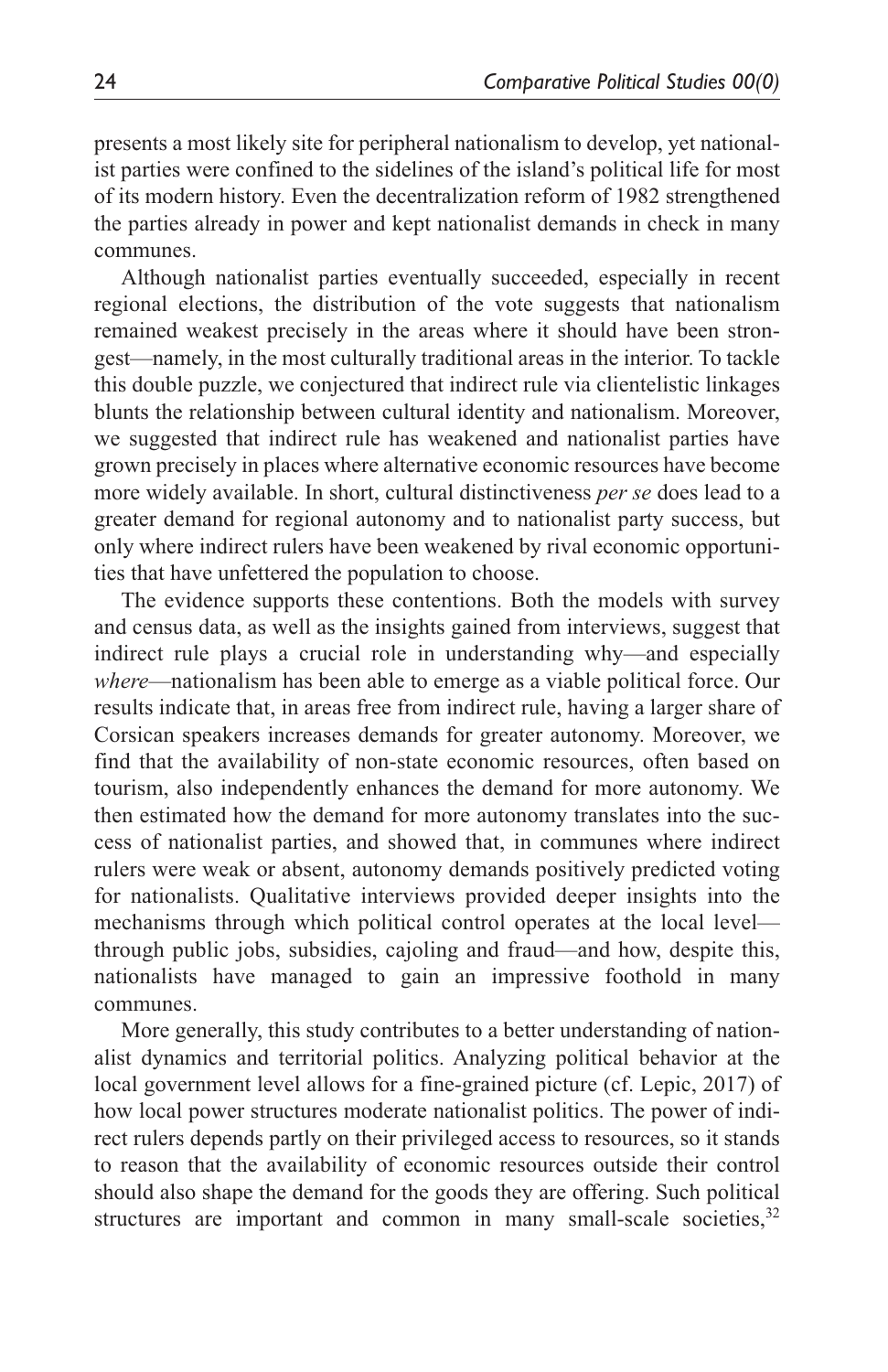presents a most likely site for peripheral nationalism to develop, yet nationalist parties were confined to the sidelines of the island's political life for most of its modern history. Even the decentralization reform of 1982 strengthened the parties already in power and kept nationalist demands in check in many communes.

Although nationalist parties eventually succeeded, especially in recent regional elections, the distribution of the vote suggests that nationalism remained weakest precisely in the areas where it should have been strongest—namely, in the most culturally traditional areas in the interior. To tackle this double puzzle, we conjectured that indirect rule via clientelistic linkages blunts the relationship between cultural identity and nationalism. Moreover, we suggested that indirect rule has weakened and nationalist parties have grown precisely in places where alternative economic resources have become more widely available. In short, cultural distinctiveness *per se* does lead to a greater demand for regional autonomy and to nationalist party success, but only where indirect rulers have been weakened by rival economic opportunities that have unfettered the population to choose.

The evidence supports these contentions. Both the models with survey and census data, as well as the insights gained from interviews, suggest that indirect rule plays a crucial role in understanding why—and especially *where*—nationalism has been able to emerge as a viable political force. Our results indicate that, in areas free from indirect rule, having a larger share of Corsican speakers increases demands for greater autonomy. Moreover, we find that the availability of non-state economic resources, often based on tourism, also independently enhances the demand for more autonomy. We then estimated how the demand for more autonomy translates into the success of nationalist parties, and showed that, in communes where indirect rulers were weak or absent, autonomy demands positively predicted voting for nationalists. Qualitative interviews provided deeper insights into the mechanisms through which political control operates at the local level—through public jobs, subsidies, cajoling and fraud—and how, despite this, nationalists have managed to gain an impressive foothold in many communes.

More generally, this study contributes to a better understanding of nationalist dynamics and territorial politics. Analyzing political behavior at the local government level allows for a fine-grained picture (cf. Lepic, 2017) of how local power structures moderate nationalist politics. The power of indirect rulers depends partly on their privileged access to resources, so it stands to reason that the availability of economic resources outside their control should also shape the demand for the goods they are offering. Such political structures are important and common in many small-scale societies,[32]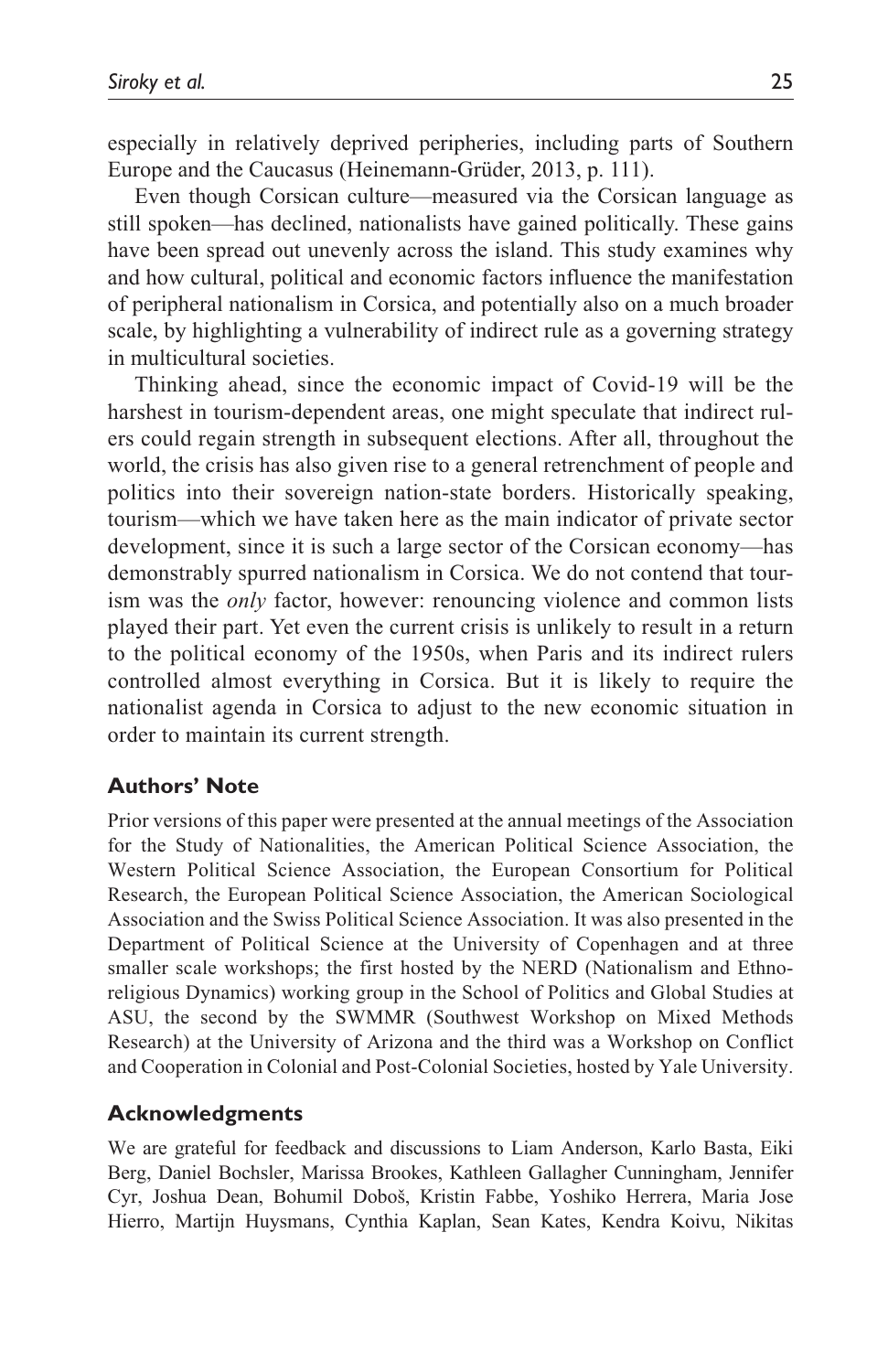especially in relatively deprived peripheries, including parts of Southern Europe and the Caucasus (Heinemann-Grüder, 2013, p. 111).

Even though Corsican culture—measured via the Corsican language as still spoken—has declined, nationalists have gained politically. These gains have been spread out unevenly across the island. This study examines why and how cultural, political and economic factors influence the manifestation of peripheral nationalism in Corsica, and potentially also on a much broader scale, by highlighting a vulnerability of indirect rule as a governing strategy in multicultural societies.

Thinking ahead, since the economic impact of Covid-19 will be the harshest in tourism-dependent areas, one might speculate that indirect rulers could regain strength in subsequent elections. After all, throughout the world, the crisis has also given rise to a general retrenchment of people and politics into their sovereign nation-state borders. Historically speaking, tourism—which we have taken here as the main indicator of private sector development, since it is such a large sector of the Corsican economy—has demonstrably spurred nationalism in Corsica. We do not contend that tourism was the *only* factor, however: renouncing violence and common lists played their part. Yet even the current crisis is unlikely to result in a return to the political economy of the 1950s, when Paris and its indirect rulers controlled almost everything in Corsica. But it is likely to require the nationalist agenda in Corsica to adjust to the new economic situation in order to maintain its current strength.

## Authors' Note

Prior versions of this paper were presented at the annual meetings of the Association for the Study of Nationalities, the American Political Science Association, the Western Political Science Association, the European Consortium for Political Research, the European Political Science Association, the American Sociological Association and the Swiss Political Science Association. It was also presented in the Department of Political Science at the University of Copenhagen and at three smaller scale workshops; the first hosted by the NERD (Nationalism and Ethno-religious Dynamics) working group in the School of Politics and Global Studies at ASU, the second by the SWMMR (Southwest Workshop on Mixed Methods Research) at the University of Arizona and the third was a Workshop on Conflict and Cooperation in Colonial and Post-Colonial Societies, hosted by Yale University.

## Acknowledgments

We are grateful for feedback and discussions to Liam Anderson, Karlo Basta, Eiki Berg, Daniel Bochsler, Marissa Brookes, Kathleen Gallagher Cunningham, Jennifer Cyr, Joshua Dean, Bohumil Doboš, Kristin Fabbe, Yoshiko Herrera, Maria Jose Hierro, Martijn Huysmans, Cynthia Kaplan, Sean Kates, Kendra Koivu, Nikitas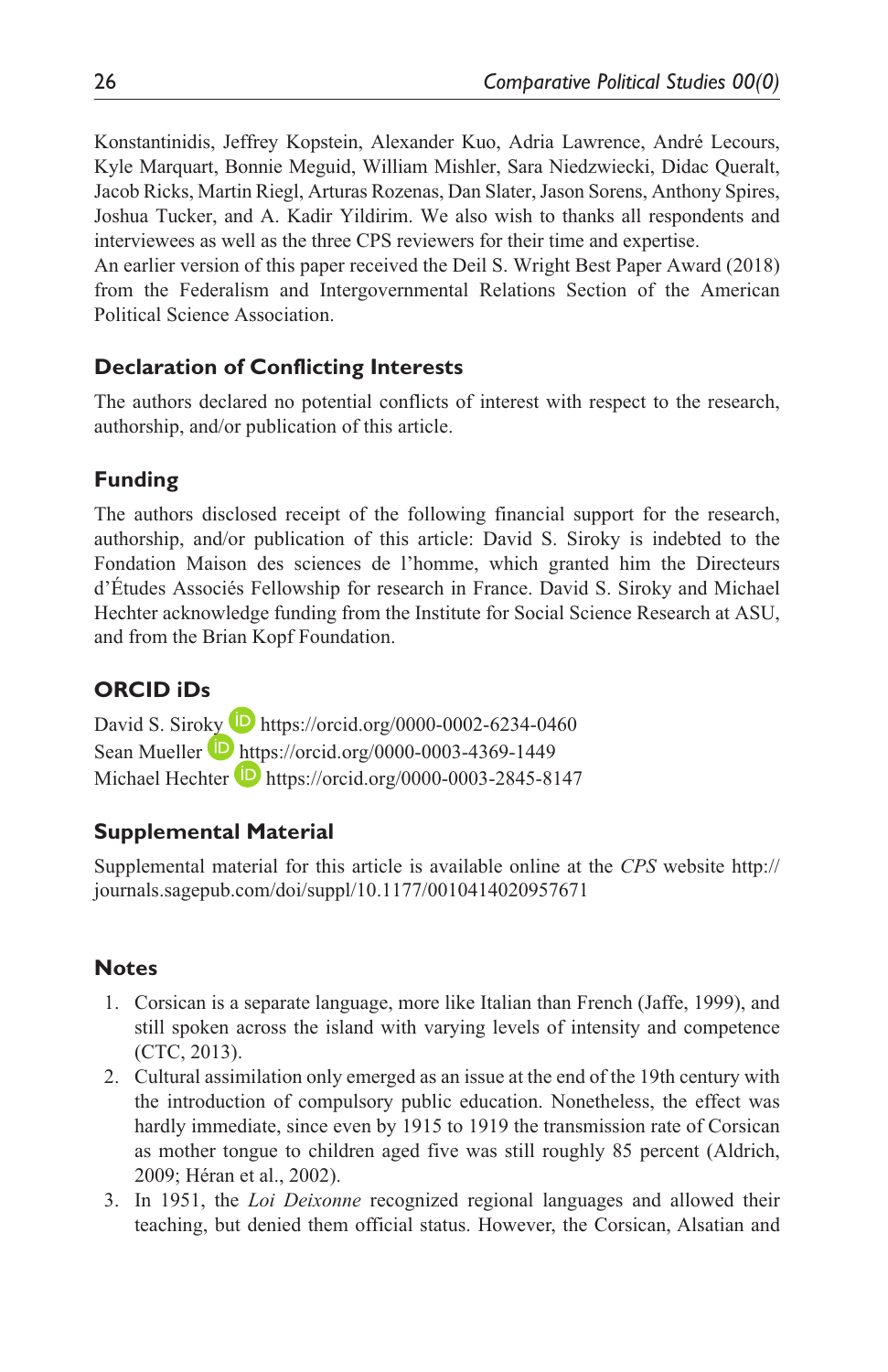Konstantinidis, Jeffrey Kopstein, Alexander Kuo, Adria Lawrence, André Lecours, Kyle Marquart, Bonnie Meguid, William Mishler, Sara Niedzwiecki, Didac Queralt, Jacob Ricks, Martin Riegl, Arturas Rozenas, Dan Slater, Jason Sorens, Anthony Spires, Joshua Tucker, and A. Kadir Yildirim. We also wish to thanks all respondents and interviewees as well as the three CPS reviewers for their time and expertise.

An earlier version of this paper received the Deil S. Wright Best Paper Award (2018) from the Federalism and Intergovernmental Relations Section of the American Political Science Association.

## Declaration of Conflicting Interests

The authors declared no potential conflicts of interest with respect to the research, authorship, and/or publication of this article.

## Funding

The authors disclosed receipt of the following financial support for the research, authorship, and/or publication of this article: David S. Siroky is indebted to the Fondation Maison des sciences de l'homme, which granted him the Directeurs d'Études Associés Fellowship for research in France. David S. Siroky and Michael Hechter acknowledge funding from the Institute for Social Science Research at ASU, and from the Brian Kopf Foundation.

## ORCID iDs

David S. Siroky https://orcid.org/0000-0002-6234-0460
Sean Mueller https://orcid.org/0000-0003-4369-1449
Michael Hechter https://orcid.org/0000-0003-2845-8147

## Supplemental Material

Supplemental material for this article is available online at the *CPS* website http://journals.sagepub.com/doi/suppl/10.1177/0010414020957671

## Notes

1. Corsican is a separate language, more like Italian than French (Jaffe, 1999), and still spoken across the island with varying levels of intensity and competence (CTC, 2013).
2. Cultural assimilation only emerged as an issue at the end of the 19th century with the introduction of compulsory public education. Nonetheless, the effect was hardly immediate, since even by 1915 to 1919 the transmission rate of Corsican as mother tongue to children aged five was still roughly 85 percent (Aldrich, 2009; Héran et al., 2002).
3. In 1951, the *Loi Deixonne* recognized regional languages and allowed their teaching, but denied them official status. However, the Corsican, Alsatian and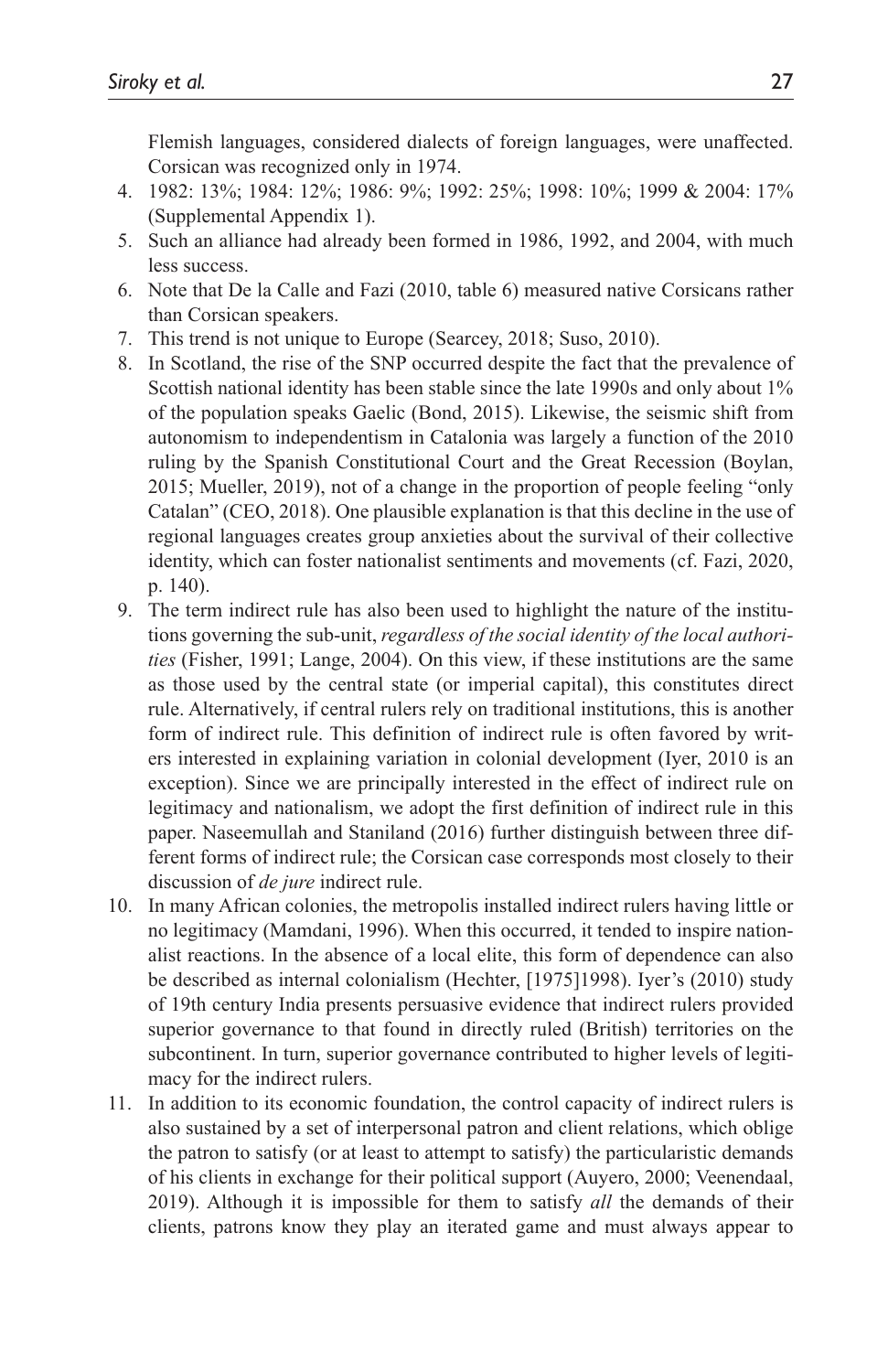Flemish languages, considered dialects of foreign languages, were unaffected. Corsican was recognized only in 1974.

4. 1982: 13%; 1984: 12%; 1986: 9%; 1992: 25%; 1998: 10%; 1999 & 2004: 17% (Supplemental Appendix 1).
5. Such an alliance had already been formed in 1986, 1992, and 2004, with much less success.
6. Note that De la Calle and Fazi (2010, table 6) measured native Corsicans rather than Corsican speakers.
7. This trend is not unique to Europe (Searcey, 2018; Suso, 2010).
8. In Scotland, the rise of the SNP occurred despite the fact that the prevalence of Scottish national identity has been stable since the late 1990s and only about 1% of the population speaks Gaelic (Bond, 2015). Likewise, the seismic shift from autonomism to independentism in Catalonia was largely a function of the 2010 ruling by the Spanish Constitutional Court and the Great Recession (Boylan, 2015; Mueller, 2019), not of a change in the proportion of people feeling "only Catalan" (CEO, 2018). One plausible explanation is that this decline in the use of regional languages creates group anxieties about the survival of their collective identity, which can foster nationalist sentiments and movements (cf. Fazi, 2020, p. 140).
9. The term indirect rule has also been used to highlight the nature of the institutions governing the sub-unit, *regardless of the social identity of the local authorities* (Fisher, 1991; Lange, 2004). On this view, if these institutions are the same as those used by the central state (or imperial capital), this constitutes direct rule. Alternatively, if central rulers rely on traditional institutions, this is another form of indirect rule. This definition of indirect rule is often favored by writers interested in explaining variation in colonial development (Iyer, 2010 is an exception). Since we are principally interested in the effect of indirect rule on legitimacy and nationalism, we adopt the first definition of indirect rule in this paper. Naseemullah and Staniland (2016) further distinguish between three different forms of indirect rule; the Corsican case corresponds most closely to their discussion of *de jure* indirect rule.
10. In many African colonies, the metropolis installed indirect rulers having little or no legitimacy (Mamdani, 1996). When this occurred, it tended to inspire nationalist reactions. In the absence of a local elite, this form of dependence can also be described as internal colonialism (Hechter, [1975]1998). Iyer's (2010) study of 19th century India presents persuasive evidence that indirect rulers provided superior governance to that found in directly ruled (British) territories on the subcontinent. In turn, superior governance contributed to higher levels of legitimacy for the indirect rulers.
11. In addition to its economic foundation, the control capacity of indirect rulers is also sustained by a set of interpersonal patron and client relations, which oblige the patron to satisfy (or at least to attempt to satisfy) the particularistic demands of his clients in exchange for their political support (Auyero, 2000; Veenendaal, 2019). Although it is impossible for them to satisfy *all* the demands of their clients, patrons know they play an iterated game and must always appear to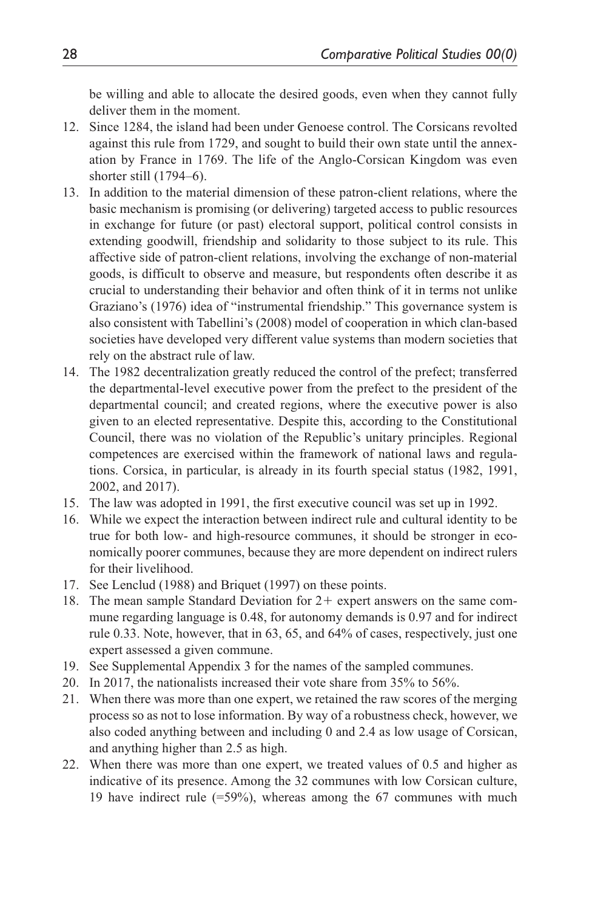be willing and able to allocate the desired goods, even when they cannot fully deliver them in the moment.

12. Since 1284, the island had been under Genoese control. The Corsicans revolted against this rule from 1729, and sought to build their own state until the annexation by France in 1769. The life of the Anglo-Corsican Kingdom was even shorter still (1794–6).
13. In addition to the material dimension of these patron-client relations, where the basic mechanism is promising (or delivering) targeted access to public resources in exchange for future (or past) electoral support, political control consists in extending goodwill, friendship and solidarity to those subject to its rule. This affective side of patron-client relations, involving the exchange of non-material goods, is difficult to observe and measure, but respondents often describe it as crucial to understanding their behavior and often think of it in terms not unlike Graziano's (1976) idea of "instrumental friendship." This governance system is also consistent with Tabellini's (2008) model of cooperation in which clan-based societies have developed very different value systems than modern societies that rely on the abstract rule of law.
14. The 1982 decentralization greatly reduced the control of the prefect; transferred the departmental-level executive power from the prefect to the president of the departmental council; and created regions, where the executive power is also given to an elected representative. Despite this, according to the Constitutional Council, there was no violation of the Republic's unitary principles. Regional competences are exercised within the framework of national laws and regulations. Corsica, in particular, is already in its fourth special status (1982, 1991, 2002, and 2017).
15. The law was adopted in 1991, the first executive council was set up in 1992.
16. While we expect the interaction between indirect rule and cultural identity to be true for both low- and high-resource communes, it should be stronger in economically poorer communes, because they are more dependent on indirect rulers for their livelihood.
17. See Lenclud (1988) and Briquet (1997) on these points.
18. The mean sample Standard Deviation for 2+ expert answers on the same commune regarding language is 0.48, for autonomy demands is 0.97 and for indirect rule 0.33. Note, however, that in 63, 65, and 64% of cases, respectively, just one expert assessed a given commune.
19. See Supplemental Appendix 3 for the names of the sampled communes.
20. In 2017, the nationalists increased their vote share from 35% to 56%.
21. When there was more than one expert, we retained the raw scores of the merging process so as not to lose information. By way of a robustness check, however, we also coded anything between and including 0 and 2.4 as low usage of Corsican, and anything higher than 2.5 as high.
22. When there was more than one expert, we treated values of 0.5 and higher as indicative of its presence. Among the 32 communes with low Corsican culture, 19 have indirect rule (=59%), whereas among the 67 communes with much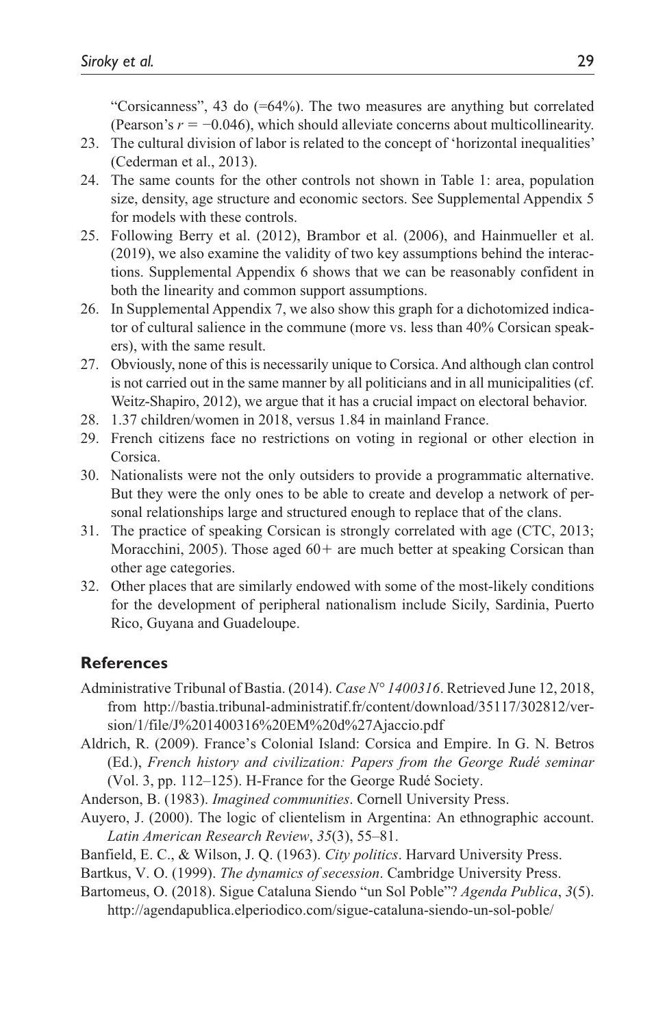"Corsicanness", 43 do (=64%). The two measures are anything but correlated (Pearson's $r = -0.046$), which should alleviate concerns about multicollinearity.

23. The cultural division of labor is related to the concept of 'horizontal inequalities' (Cederman et al., 2013).
24. The same counts for the other controls not shown in Table 1: area, population size, density, age structure and economic sectors. See Supplemental Appendix 5 for models with these controls.
25. Following Berry et al. (2012), Brambor et al. (2006), and Hainmueller et al. (2019), we also examine the validity of two key assumptions behind the interactions. Supplemental Appendix 6 shows that we can be reasonably confident in both the linearity and common support assumptions.
26. In Supplemental Appendix 7, we also show this graph for a dichotomized indicator of cultural salience in the commune (more vs. less than 40% Corsican speakers), with the same result.
27. Obviously, none of this is necessarily unique to Corsica. And although clan control is not carried out in the same manner by all politicians and in all municipalities (cf. Weitz-Shapiro, 2012), we argue that it has a crucial impact on electoral behavior.
28. 1.37 children/women in 2018, versus 1.84 in mainland France.
29. French citizens face no restrictions on voting in regional or other election in Corsica.
30. Nationalists were not the only outsiders to provide a programmatic alternative. But they were the only ones to be able to create and develop a network of personal relationships large and structured enough to replace that of the clans.
31. The practice of speaking Corsican is strongly correlated with age (CTC, 2013; Moracchini, 2005). Those aged 60+ are much better at speaking Corsican than other age categories.
32. Other places that are similarly endowed with some of the most-likely conditions for the development of peripheral nationalism include Sicily, Sardinia, Puerto Rico, Guyana and Guadeloupe.

## References

Administrative Tribunal of Bastia. (2014). *Case N° 1400316*. Retrieved June 12, 2018, from http://bastia.tribunal-administratif.fr/content/download/35117/302812/version/1/file/J%201400316%20EM%20d%27Ajaccio.pdf

Aldrich, R. (2009). France's Colonial Island: Corsica and Empire. In G. N. Betros (Ed.), *French history and civilization: Papers from the George Rudé seminar* (Vol. 3, pp. 112–125). H-France for the George Rudé Society.

Anderson, B. (1983). *Imagined communities*. Cornell University Press.

Auyero, J. (2000). The logic of clientelism in Argentina: An ethnographic account. *Latin American Research Review*, *35*(3), 55–81.

Banfield, E. C., & Wilson, J. Q. (1963). *City politics*. Harvard University Press.

Bartkus, V. O. (1999). *The dynamics of secession*. Cambridge University Press.

Bartomeus, O. (2018). Sigue Cataluna Siendo "un Sol Poble"? *Agenda Publica*, *3*(5). http://agendapublica.elperiodico.com/sigue-cataluna-siendo-un-sol-poble/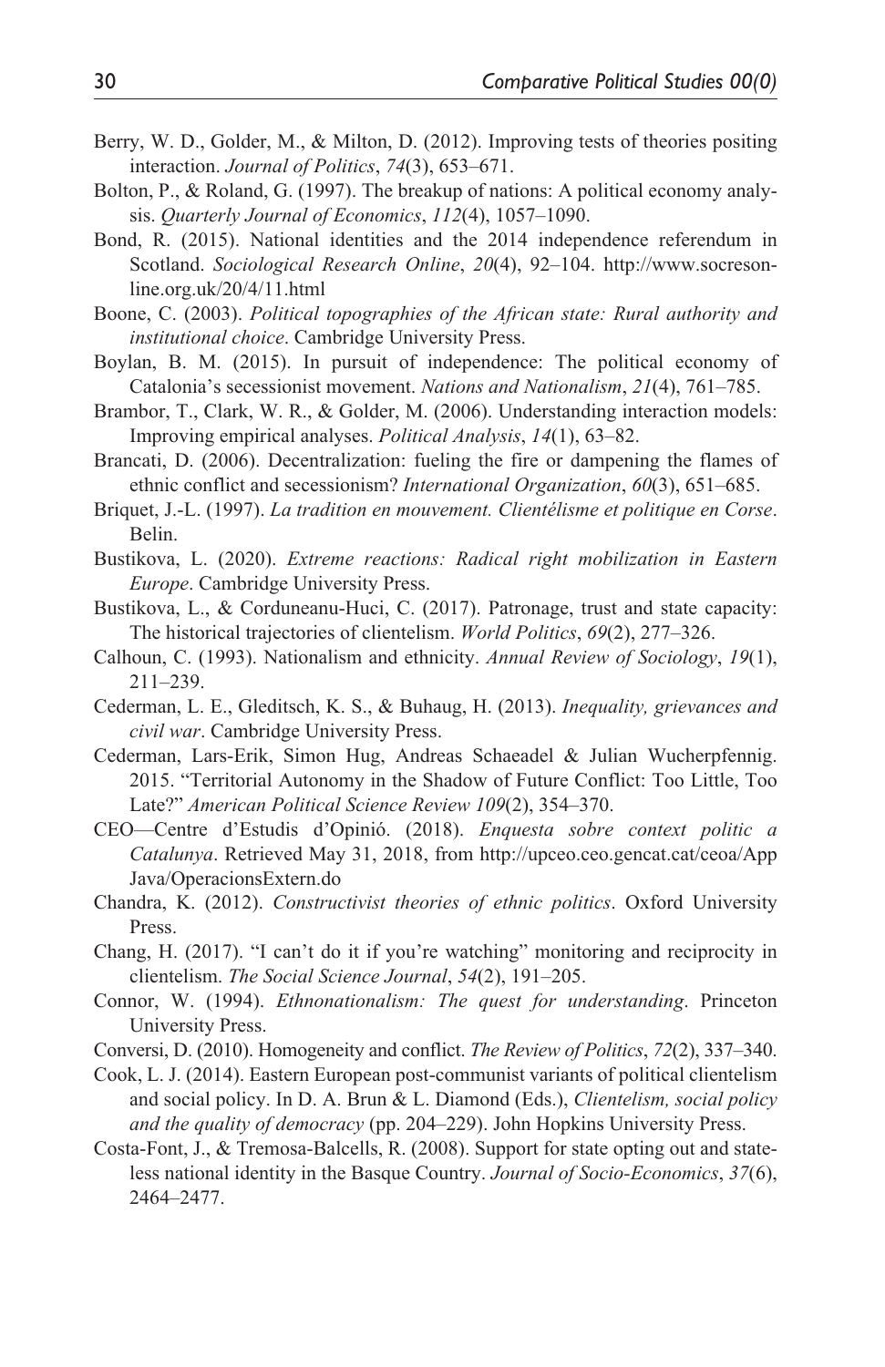Berry, W. D., Golder, M., & Milton, D. (2012). Improving tests of theories positing interaction. *Journal of Politics*, *74*(3), 653–671.

Bolton, P., & Roland, G. (1997). The breakup of nations: A political economy analysis. *Quarterly Journal of Economics*, *112*(4), 1057–1090.

Bond, R. (2015). National identities and the 2014 independence referendum in Scotland. *Sociological Research Online*, *20*(4), 92–104. http://www.socresonline.org.uk/20/4/11.html

Boone, C. (2003). *Political topographies of the African state: Rural authority and institutional choice*. Cambridge University Press.

Boylan, B. M. (2015). In pursuit of independence: The political economy of Catalonia's secessionist movement. *Nations and Nationalism*, *21*(4), 761–785.

Brambor, T., Clark, W. R., & Golder, M. (2006). Understanding interaction models: Improving empirical analyses. *Political Analysis*, *14*(1), 63–82.

Brancati, D. (2006). Decentralization: fueling the fire or dampening the flames of ethnic conflict and secessionism? *International Organization*, *60*(3), 651–685.

Briquet, J.-L. (1997). *La tradition en mouvement. Clientélisme et politique en Corse*. Belin.

Bustikova, L. (2020). *Extreme reactions: Radical right mobilization in Eastern Europe*. Cambridge University Press.

Bustikova, L., & Corduneanu-Huci, C. (2017). Patronage, trust and state capacity: The historical trajectories of clientelism. *World Politics*, *69*(2), 277–326.

Calhoun, C. (1993). Nationalism and ethnicity. *Annual Review of Sociology*, *19*(1), 211–239.

Cederman, L. E., Gleditsch, K. S., & Buhaug, H. (2013). *Inequality, grievances and civil war*. Cambridge University Press.

Cederman, Lars-Erik, Simon Hug, Andreas Schaeadel & Julian Wucherpfennig. 2015. "Territorial Autonomy in the Shadow of Future Conflict: Too Little, Too Late?" *American Political Science Review 109*(2), 354–370.

CEO—Centre d'Estudis d'Opinió. (2018). *Enquesta sobre context politic a Catalunya*. Retrieved May 31, 2018, from http://upceo.ceo.gencat.cat/ceoa/AppJava/OperacionsExtern.do

Chandra, K. (2012). *Constructivist theories of ethnic politics*. Oxford University Press.

Chang, H. (2017). "I can't do it if you're watching" monitoring and reciprocity in clientelism. *The Social Science Journal*, *54*(2), 191–205.

Connor, W. (1994). *Ethnonationalism: The quest for understanding*. Princeton University Press.

Conversi, D. (2010). Homogeneity and conflict. *The Review of Politics*, *72*(2), 337–340.

Cook, L. J. (2014). Eastern European post-communist variants of political clientelism and social policy. In D. A. Brun & L. Diamond (Eds.), *Clientelism, social policy and the quality of democracy* (pp. 204–229). John Hopkins University Press.

Costa-Font, J., & Tremosa-Balcells, R. (2008). Support for state opting out and stateless national identity in the Basque Country. *Journal of Socio-Economics*, *37*(6), 2464–2477.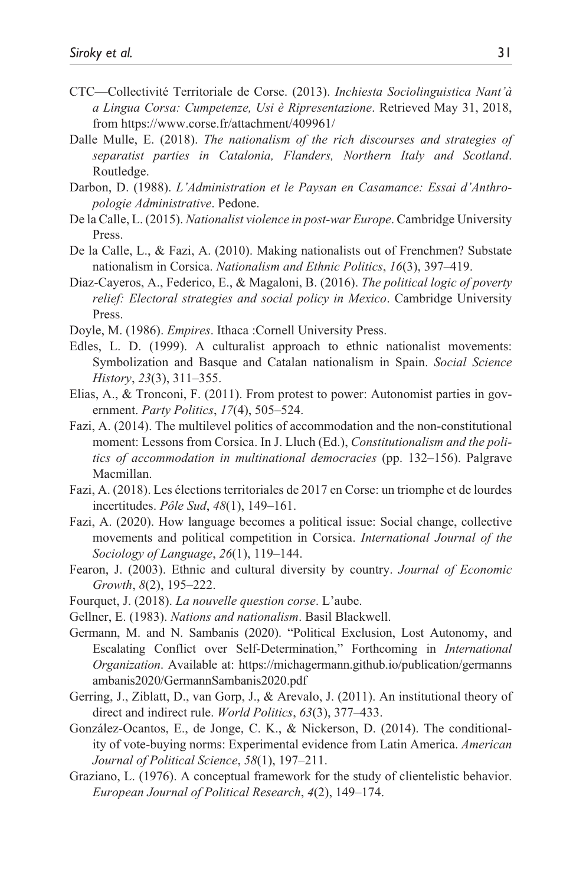CTC—Collectivité Territoriale de Corse. (2013). *Inchiesta Sociolinguistica Nant'à a Lingua Corsa: Cumpetenze, Usi è Ripresentazione*. Retrieved May 31, 2018, from https://www.corse.fr/attachment/409961/

Dalle Mulle, E. (2018). *The nationalism of the rich discourses and strategies of separatist parties in Catalonia, Flanders, Northern Italy and Scotland*. Routledge.

Darbon, D. (1988). *L'Administration et le Paysan en Casamance: Essai d'Anthropologie Administrative*. Pedone.

De la Calle, L. (2015). *Nationalist violence in post-war Europe*. Cambridge University Press.

De la Calle, L., & Fazi, A. (2010). Making nationalists out of Frenchmen? Substate nationalism in Corsica. *Nationalism and Ethnic Politics*, *16*(3), 397–419.

Diaz-Cayeros, A., Federico, E., & Magaloni, B. (2016). *The political logic of poverty relief: Electoral strategies and social policy in Mexico*. Cambridge University Press.

Doyle, M. (1986). *Empires*. Ithaca :Cornell University Press.

Edles, L. D. (1999). A culturalist approach to ethnic nationalist movements: Symbolization and Basque and Catalan nationalism in Spain. *Social Science History*, *23*(3), 311–355.

Elias, A., & Tronconi, F. (2011). From protest to power: Autonomist parties in government. *Party Politics*, *17*(4), 505–524.

Fazi, A. (2014). The multilevel politics of accommodation and the non-constitutional moment: Lessons from Corsica. In J. Lluch (Ed.), *Constitutionalism and the politics of accommodation in multinational democracies* (pp. 132–156). Palgrave Macmillan.

Fazi, A. (2018). Les élections territoriales de 2017 en Corse: un triomphe et de lourdes incertitudes. *Pôle Sud*, *48*(1), 149–161.

Fazi, A. (2020). How language becomes a political issue: Social change, collective movements and political competition in Corsica. *International Journal of the Sociology of Language*, *26*(1), 119–144.

Fearon, J. (2003). Ethnic and cultural diversity by country. *Journal of Economic Growth*, *8*(2), 195–222.

Fourquet, J. (2018). *La nouvelle question corse*. L'aube.

Gellner, E. (1983). *Nations and nationalism*. Basil Blackwell.

Germann, M. and N. Sambanis (2020). "Political Exclusion, Lost Autonomy, and Escalating Conflict over Self-Determination," Forthcoming in *International Organization*. Available at: https://michagermann.github.io/publication/germannsambanis2020/GermannSambanis2020.pdf

Gerring, J., Ziblatt, D., van Gorp, J., & Arevalo, J. (2011). An institutional theory of direct and indirect rule. *World Politics*, *63*(3), 377–433.

González-Ocantos, E., de Jonge, C. K., & Nickerson, D. (2014). The conditionality of vote-buying norms: Experimental evidence from Latin America. *American Journal of Political Science*, *58*(1), 197–211.

Graziano, L. (1976). A conceptual framework for the study of clientelistic behavior. *European Journal of Political Research*, *4*(2), 149–174.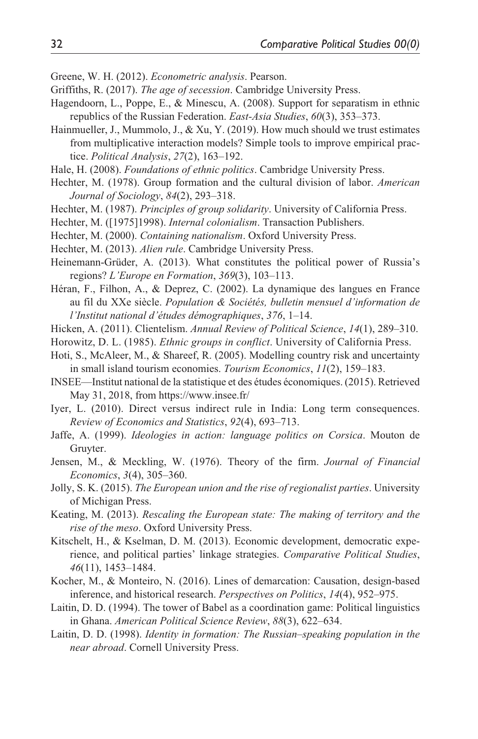Greene, W. H. (2012). *Econometric analysis*. Pearson.

Griffiths, R. (2017). *The age of secession*. Cambridge University Press.

Hagendoorn, L., Poppe, E., & Minescu, A. (2008). Support for separatism in ethnic republics of the Russian Federation. *East-Asia Studies*, *60*(3), 353–373.

Hainmueller, J., Mummolo, J., & Xu, Y. (2019). How much should we trust estimates from multiplicative interaction models? Simple tools to improve empirical practice. *Political Analysis*, *27*(2), 163–192.

Hale, H. (2008). *Foundations of ethnic politics*. Cambridge University Press.

Hechter, M. (1978). Group formation and the cultural division of labor. *American Journal of Sociology*, *84*(2), 293–318.

Hechter, M. (1987). *Principles of group solidarity*. University of California Press.

Hechter, M. ([1975]1998). *Internal colonialism*. Transaction Publishers.

Hechter, M. (2000). *Containing nationalism*. Oxford University Press.

Hechter, M. (2013). *Alien rule*. Cambridge University Press.

Heinemann-Grüder, A. (2013). What constitutes the political power of Russia's regions? *L'Europe en Formation*, *369*(3), 103–113.

Héran, F., Filhon, A., & Deprez, C. (2002). La dynamique des langues en France au fil du XXe siècle. *Population & Sociétés, bulletin mensuel d'information de l'Institut national d'études démographiques*, *376*, 1–14.

Hicken, A. (2011). Clientelism. *Annual Review of Political Science*, *14*(1), 289–310.

Horowitz, D. L. (1985). *Ethnic groups in conflict*. University of California Press.

Hoti, S., McAleer, M., & Shareef, R. (2005). Modelling country risk and uncertainty in small island tourism economies. *Tourism Economics*, *11*(2), 159–183.

INSEE—Institut national de la statistique et des études économiques. (2015). Retrieved May 31, 2018, from https://www.insee.fr/

Iyer, L. (2010). Direct versus indirect rule in India: Long term consequences. *Review of Economics and Statistics*, *92*(4), 693–713.

Jaffe, A. (1999). *Ideologies in action: language politics on Corsica*. Mouton de Gruyter.

Jensen, M., & Meckling, W. (1976). Theory of the firm. *Journal of Financial Economics*, *3*(4), 305–360.

Jolly, S. K. (2015). *The European union and the rise of regionalist parties*. University of Michigan Press.

Keating, M. (2013). *Rescaling the European state: The making of territory and the rise of the meso*. Oxford University Press.

Kitschelt, H., & Kselman, D. M. (2013). Economic development, democratic experience, and political parties' linkage strategies. *Comparative Political Studies*, *46*(11), 1453–1484.

Kocher, M., & Monteiro, N. (2016). Lines of demarcation: Causation, design-based inference, and historical research. *Perspectives on Politics*, *14*(4), 952–975.

Laitin, D. D. (1994). The tower of Babel as a coordination game: Political linguistics in Ghana. *American Political Science Review*, *88*(3), 622–634.

Laitin, D. D. (1998). *Identity in formation: The Russian–speaking population in the near abroad*. Cornell University Press.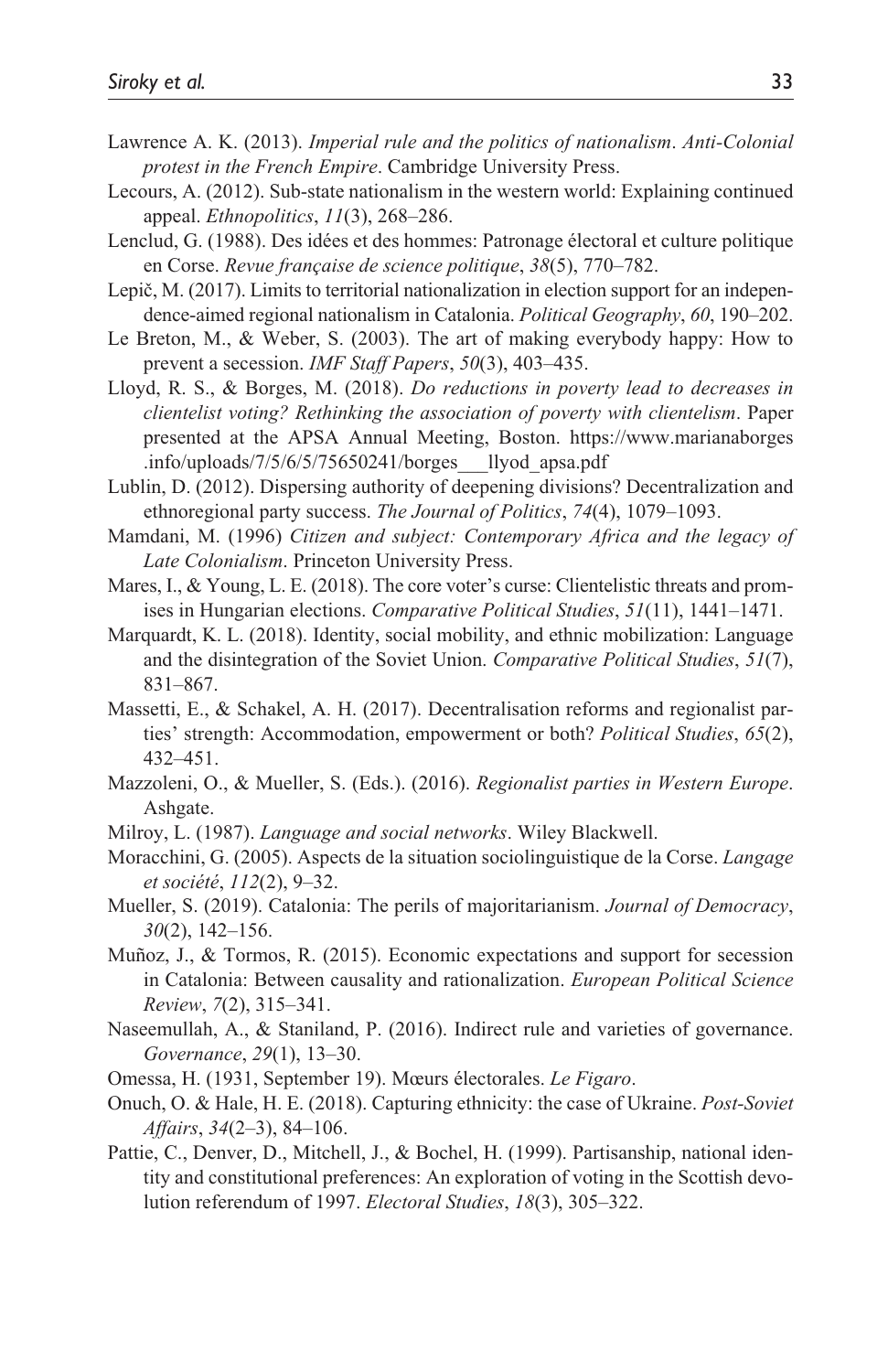Lawrence A. K. (2013). *Imperial rule and the politics of nationalism*. *Anti-Colonial protest in the French Empire*. Cambridge University Press.

Lecours, A. (2012). Sub-state nationalism in the western world: Explaining continued appeal. *Ethnopolitics*, *11*(3), 268–286.

Lenclud, G. (1988). Des idées et des hommes: Patronage électoral et culture politique en Corse. *Revue française de science politique*, *38*(5), 770–782.

Lepič, M. (2017). Limits to territorial nationalization in election support for an independence-aimed regional nationalism in Catalonia. *Political Geography*, *60*, 190–202.

Le Breton, M., & Weber, S. (2003). The art of making everybody happy: How to prevent a secession. *IMF Staff Papers*, *50*(3), 403–435.

Lloyd, R. S., & Borges, M. (2018). *Do reductions in poverty lead to decreases in clientelist voting? Rethinking the association of poverty with clientelism*. Paper presented at the APSA Annual Meeting, Boston. https://www.marianaborges.info/uploads/7/5/6/5/75650241/borges___llyod_apsa.pdf

Lublin, D. (2012). Dispersing authority of deepening divisions? Decentralization and ethnoregional party success. *The Journal of Politics*, *74*(4), 1079–1093.

Mamdani, M. (1996) *Citizen and subject: Contemporary Africa and the legacy of Late Colonialism*. Princeton University Press.

Mares, I., & Young, L. E. (2018). The core voter's curse: Clientelistic threats and promises in Hungarian elections. *Comparative Political Studies*, *51*(11), 1441–1471.

Marquardt, K. L. (2018). Identity, social mobility, and ethnic mobilization: Language and the disintegration of the Soviet Union. *Comparative Political Studies*, *51*(7), 831–867.

Massetti, E., & Schakel, A. H. (2017). Decentralisation reforms and regionalist parties' strength: Accommodation, empowerment or both? *Political Studies*, *65*(2), 432–451.

Mazzoleni, O., & Mueller, S. (Eds.). (2016). *Regionalist parties in Western Europe*. Ashgate.

Milroy, L. (1987). *Language and social networks*. Wiley Blackwell.

Moracchini, G. (2005). Aspects de la situation sociolinguistique de la Corse. *Langage et société*, *112*(2), 9–32.

Mueller, S. (2019). Catalonia: The perils of majoritarianism. *Journal of Democracy*, *30*(2), 142–156.

Muñoz, J., & Tormos, R. (2015). Economic expectations and support for secession in Catalonia: Between causality and rationalization. *European Political Science Review*, *7*(2), 315–341.

Naseemullah, A., & Staniland, P. (2016). Indirect rule and varieties of governance. *Governance*, *29*(1), 13–30.

Omessa, H. (1931, September 19). Mœurs électorales. *Le Figaro*.

Onuch, O. & Hale, H. E. (2018). Capturing ethnicity: the case of Ukraine. *Post-Soviet Affairs*, *34*(2–3), 84–106.

Pattie, C., Denver, D., Mitchell, J., & Bochel, H. (1999). Partisanship, national identity and constitutional preferences: An exploration of voting in the Scottish devolution referendum of 1997. *Electoral Studies*, *18*(3), 305–322.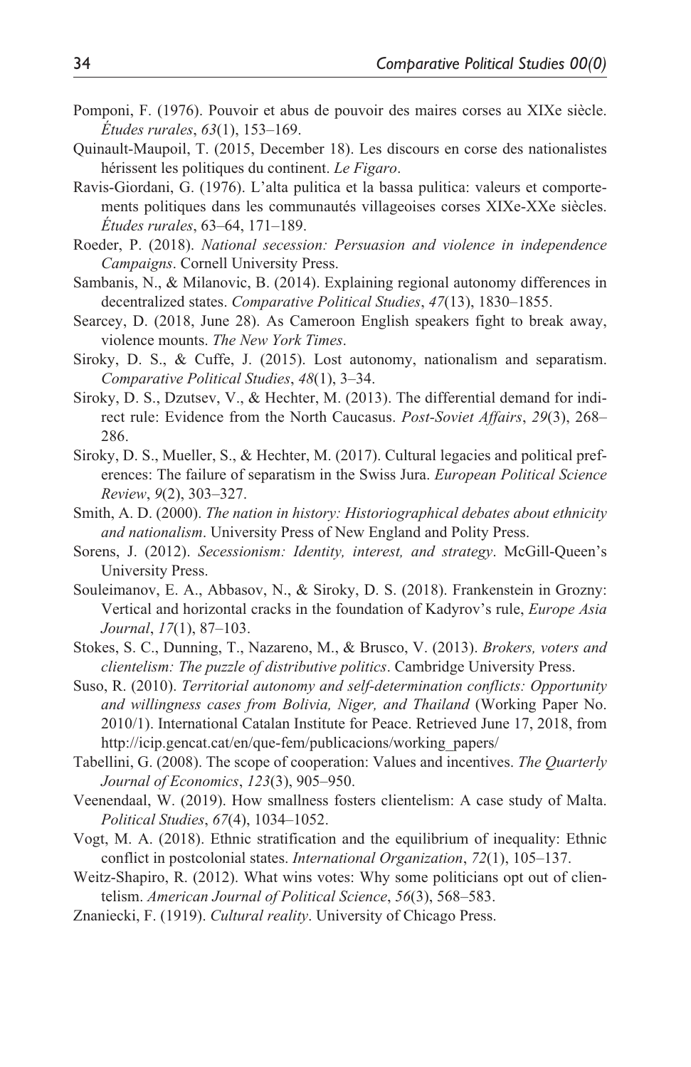Pomponi, F. (1976). Pouvoir et abus de pouvoir des maires corses au XIXe siècle. *Études rurales*, *63*(1), 153–169.

Quinault-Maupoil, T. (2015, December 18). Les discours en corse des nationalistes hérissent les politiques du continent. *Le Figaro*.

Ravis-Giordani, G. (1976). L'alta pulitica et la bassa pulitica: valeurs et comportements politiques dans les communautés villageoises corses XIXe-XXe siècles. *Études rurales*, 63–64, 171–189.

Roeder, P. (2018). *National secession: Persuasion and violence in independence Campaigns*. Cornell University Press.

Sambanis, N., & Milanovic, B. (2014). Explaining regional autonomy differences in decentralized states. *Comparative Political Studies*, *47*(13), 1830–1855.

Searcey, D. (2018, June 28). As Cameroon English speakers fight to break away, violence mounts. *The New York Times*.

Siroky, D. S., & Cuffe, J. (2015). Lost autonomy, nationalism and separatism. *Comparative Political Studies*, *48*(1), 3–34.

Siroky, D. S., Dzutsev, V., & Hechter, M. (2013). The differential demand for indirect rule: Evidence from the North Caucasus. *Post-Soviet Affairs*, *29*(3), 268–286.

Siroky, D. S., Mueller, S., & Hechter, M. (2017). Cultural legacies and political preferences: The failure of separatism in the Swiss Jura. *European Political Science Review*, *9*(2), 303–327.

Smith, A. D. (2000). *The nation in history: Historiographical debates about ethnicity and nationalism*. University Press of New England and Polity Press.

Sorens, J. (2012). *Secessionism: Identity, interest, and strategy*. McGill-Queen's University Press.

Souleimanov, E. A., Abbasov, N., & Siroky, D. S. (2018). Frankenstein in Grozny: Vertical and horizontal cracks in the foundation of Kadyrov's rule, *Europe Asia Journal*, *17*(1), 87–103.

Stokes, S. C., Dunning, T., Nazareno, M., & Brusco, V. (2013). *Brokers, voters and clientelism: The puzzle of distributive politics*. Cambridge University Press.

Suso, R. (2010). *Territorial autonomy and self-determination conflicts: Opportunity and willingness cases from Bolivia, Niger, and Thailand* (Working Paper No. 2010/1). International Catalan Institute for Peace. Retrieved June 17, 2018, from http://icip.gencat.cat/en/que-fem/publicacions/working_papers/

Tabellini, G. (2008). The scope of cooperation: Values and incentives. *The Quarterly Journal of Economics*, *123*(3), 905–950.

Veenendaal, W. (2019). How smallness fosters clientelism: A case study of Malta. *Political Studies*, *67*(4), 1034–1052.

Vogt, M. A. (2018). Ethnic stratification and the equilibrium of inequality: Ethnic conflict in postcolonial states. *International Organization*, *72*(1), 105–137.

Weitz-Shapiro, R. (2012). What wins votes: Why some politicians opt out of clientelism. *American Journal of Political Science*, *56*(3), 568–583.

Znaniecki, F. (1919). *Cultural reality*. University of Chicago Press.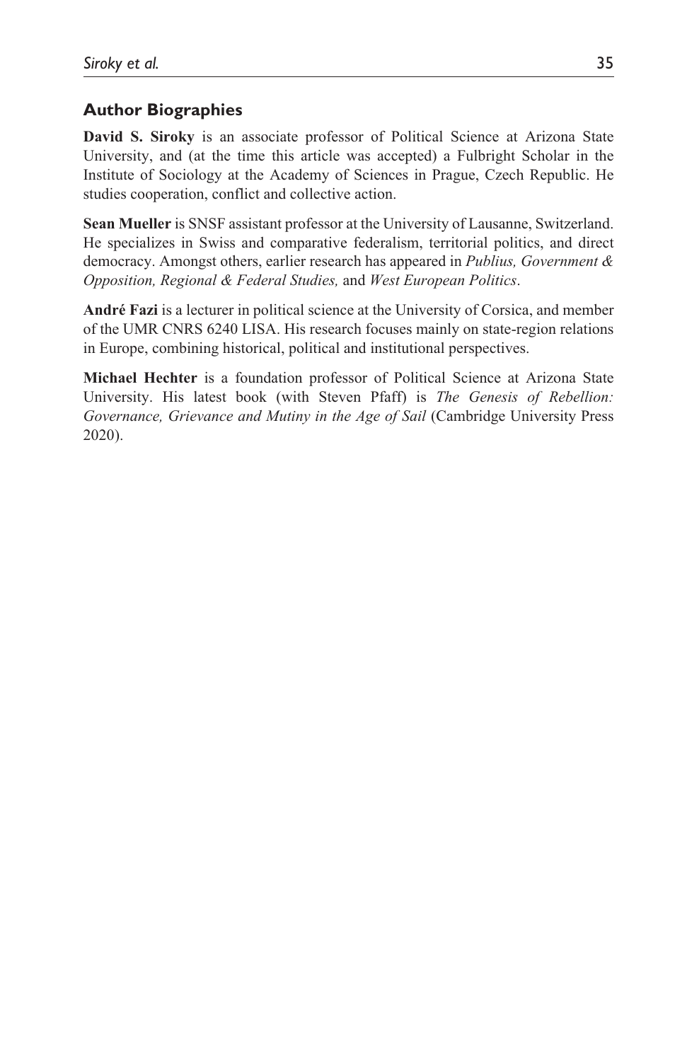## Author Biographies

**David S. Siroky** is an associate professor of Political Science at Arizona State University, and (at the time this article was accepted) a Fulbright Scholar in the Institute of Sociology at the Academy of Sciences in Prague, Czech Republic. He studies cooperation, conflict and collective action.

**Sean Mueller** is SNSF assistant professor at the University of Lausanne, Switzerland. He specializes in Swiss and comparative federalism, territorial politics, and direct democracy. Amongst others, earlier research has appeared in *Publius, Government & Opposition, Regional & Federal Studies,* and *West European Politics*.

**André Fazi** is a lecturer in political science at the University of Corsica, and member of the UMR CNRS 6240 LISA. His research focuses mainly on state-region relations in Europe, combining historical, political and institutional perspectives.

**Michael Hechter** is a foundation professor of Political Science at Arizona State University. His latest book (with Steven Pfaff) is *The Genesis of Rebellion: Governance, Grievance and Mutiny in the Age of Sail* (Cambridge University Press 2020).